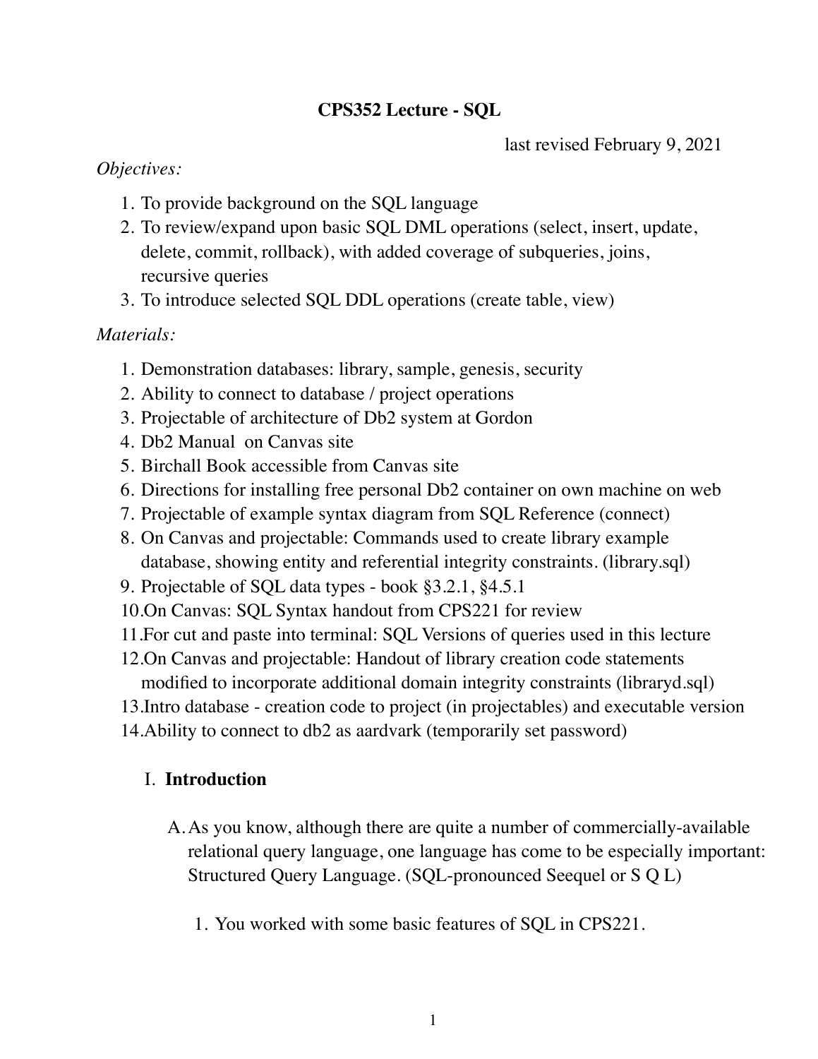# CPS352 Lecture - SQL

last revised February 9, 2021

*Objectives:*

1. To provide background on the SQL language
2. To review/expand upon basic SQL DML operations (select, insert, update, delete, commit, rollback), with added coverage of subqueries, joins, recursive queries
3. To introduce selected SQL DDL operations (create table, view)

*Materials:*

1. Demonstration databases: library, sample, genesis, security
2. Ability to connect to database / project operations
3. Projectable of architecture of Db2 system at Gordon
4. Db2 Manual on Canvas site
5. Birchall Book accessible from Canvas site
6. Directions for installing free personal Db2 container on own machine on web
7. Projectable of example syntax diagram from SQL Reference (connect)
8. On Canvas and projectable: Commands used to create library example database, showing entity and referential integrity constraints. (library.sql)
9. Projectable of SQL data types - book §3.2.1, §4.5.1
10. On Canvas: SQL Syntax handout from CPS221 for review
11. For cut and paste into terminal: SQL Versions of queries used in this lecture
12. On Canvas and projectable: Handout of library creation code statements modified to incorporate additional domain integrity constraints (libraryd.sql)
13. Intro database - creation code to project (in projectables) and executable version
14. Ability to connect to db2 as aardvark (temporarily set password)

## I. **Introduction**

A. As you know, although there are quite a number of commercially-available relational query language, one language has come to be especially important: Structured Query Language. (SQL-pronounced Seequel or S Q L)

1. You worked with some basic features of SQL in CPS221.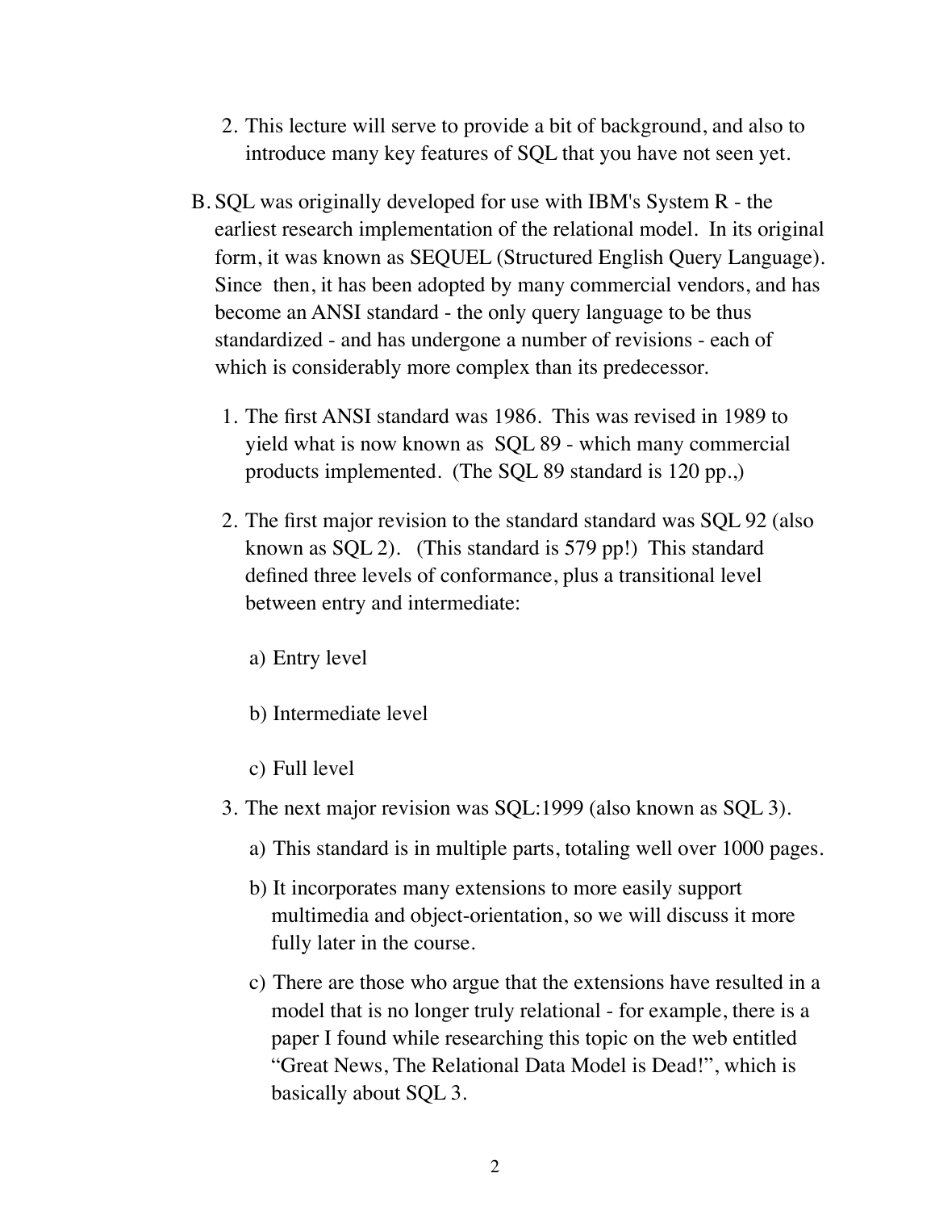2. This lecture will serve to provide a bit of background, and also to introduce many key features of SQL that you have not seen yet.

B. SQL was originally developed for use with IBM's System R - the earliest research implementation of the relational model. In its original form, it was known as SEQUEL (Structured English Query Language). Since then, it has been adopted by many commercial vendors, and has become an ANSI standard - the only query language to be thus standardized - and has undergone a number of revisions - each of which is considerably more complex than its predecessor.

1. The first ANSI standard was 1986. This was revised in 1989 to yield what is now known as SQL 89 - which many commercial products implemented. (The SQL 89 standard is 120 pp.,)

2. The first major revision to the standard standard was SQL 92 (also known as SQL 2). (This standard is 579 pp!) This standard defined three levels of conformance, plus a transitional level between entry and intermediate:

   a) Entry level

   b) Intermediate level

   c) Full level

3. The next major revision was SQL:1999 (also known as SQL 3).

   a) This standard is in multiple parts, totaling well over 1000 pages.

   b) It incorporates many extensions to more easily support multimedia and object-orientation, so we will discuss it more fully later in the course.

   c) There are those who argue that the extensions have resulted in a model that is no longer truly relational - for example, there is a paper I found while researching this topic on the web entitled "Great News, The Relational Data Model is Dead!", which is basically about SQL 3.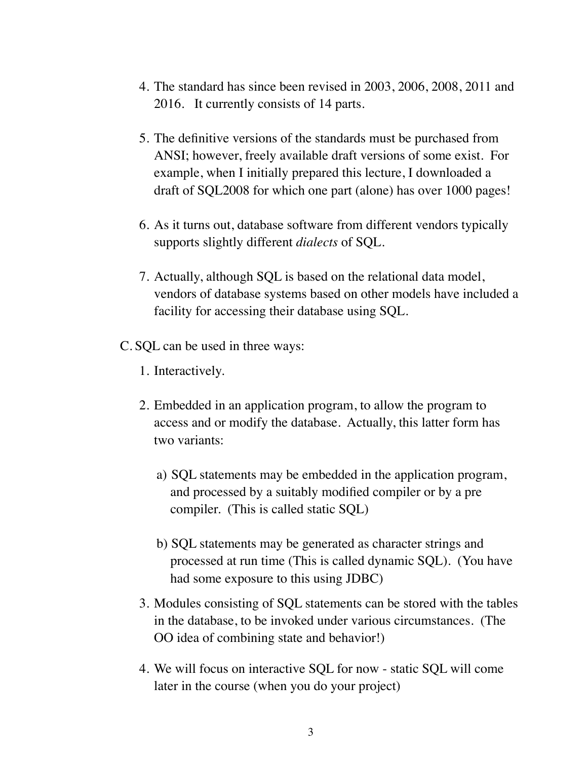4. The standard has since been revised in 2003, 2006, 2008, 2011 and 2016. It currently consists of 14 parts.

5. The definitive versions of the standards must be purchased from ANSI; however, freely available draft versions of some exist. For example, when I initially prepared this lecture, I downloaded a draft of SQL2008 for which one part (alone) has over 1000 pages!

6. As it turns out, database software from different vendors typically supports slightly different *dialects* of SQL.

7. Actually, although SQL is based on the relational data model, vendors of database systems based on other models have included a facility for accessing their database using SQL.

C. SQL can be used in three ways:

1. Interactively.

2. Embedded in an application program, to allow the program to access and or modify the database. Actually, this latter form has two variants:

   a) SQL statements may be embedded in the application program, and processed by a suitably modified compiler or by a pre compiler. (This is called static SQL)

   b) SQL statements may be generated as character strings and processed at run time (This is called dynamic SQL). (You have had some exposure to this using JDBC)

3. Modules consisting of SQL statements can be stored with the tables in the database, to be invoked under various circumstances. (The OO idea of combining state and behavior!)

4. We will focus on interactive SQL for now - static SQL will come later in the course (when you do your project)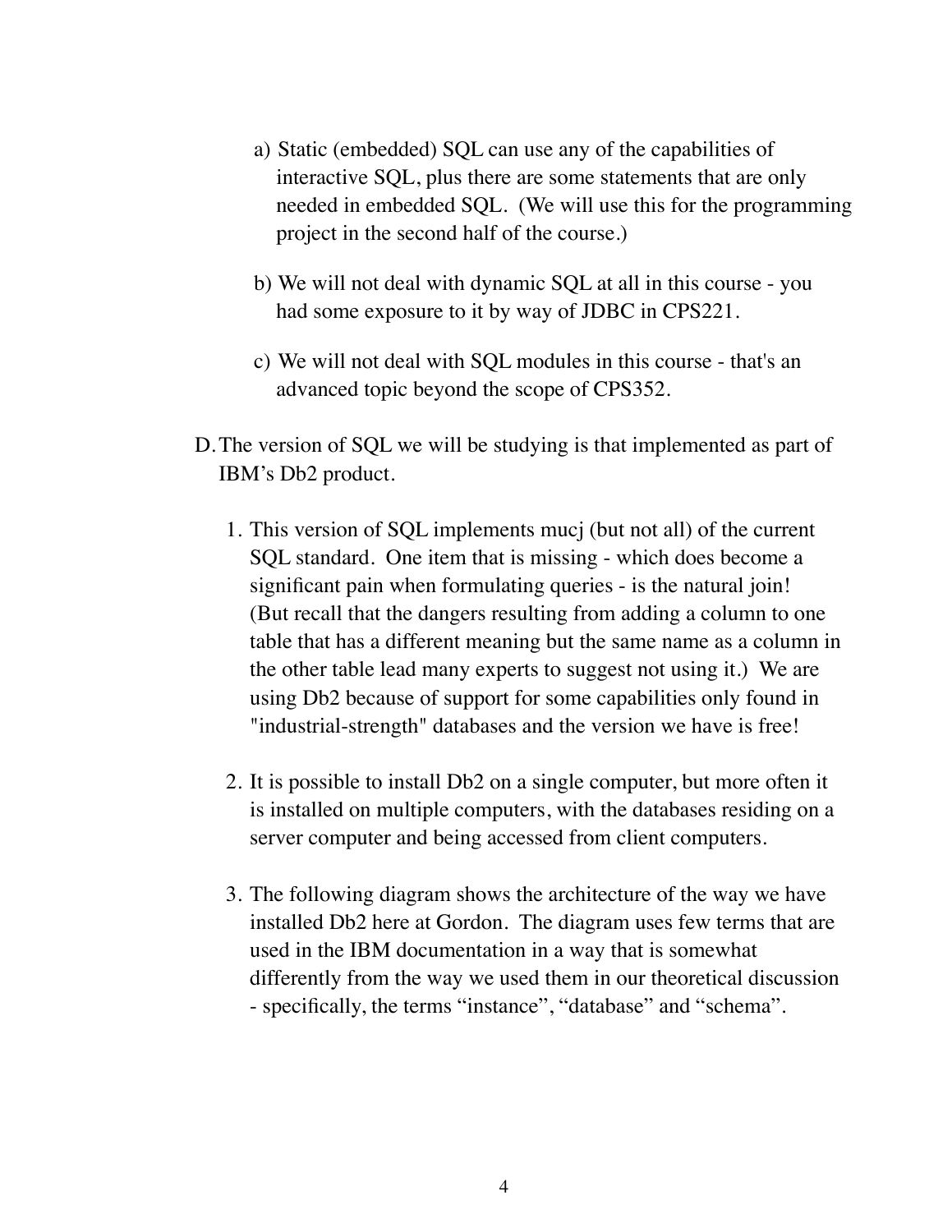a) Static (embedded) SQL can use any of the capabilities of interactive SQL, plus there are some statements that are only needed in embedded SQL. (We will use this for the programming project in the second half of the course.)

b) We will not deal with dynamic SQL at all in this course - you had some exposure to it by way of JDBC in CPS221.

c) We will not deal with SQL modules in this course - that's an advanced topic beyond the scope of CPS352.

D. The version of SQL we will be studying is that implemented as part of IBM's Db2 product.

1. This version of SQL implements mucj (but not all) of the current SQL standard. One item that is missing - which does become a significant pain when formulating queries - is the natural join! (But recall that the dangers resulting from adding a column to one table that has a different meaning but the same name as a column in the other table lead many experts to suggest not using it.) We are using Db2 because of support for some capabilities only found in "industrial-strength" databases and the version we have is free!

2. It is possible to install Db2 on a single computer, but more often it is installed on multiple computers, with the databases residing on a server computer and being accessed from client computers.

3. The following diagram shows the architecture of the way we have installed Db2 here at Gordon. The diagram uses few terms that are used in the IBM documentation in a way that is somewhat differently from the way we used them in our theoretical discussion - specifically, the terms "instance", "database" and "schema".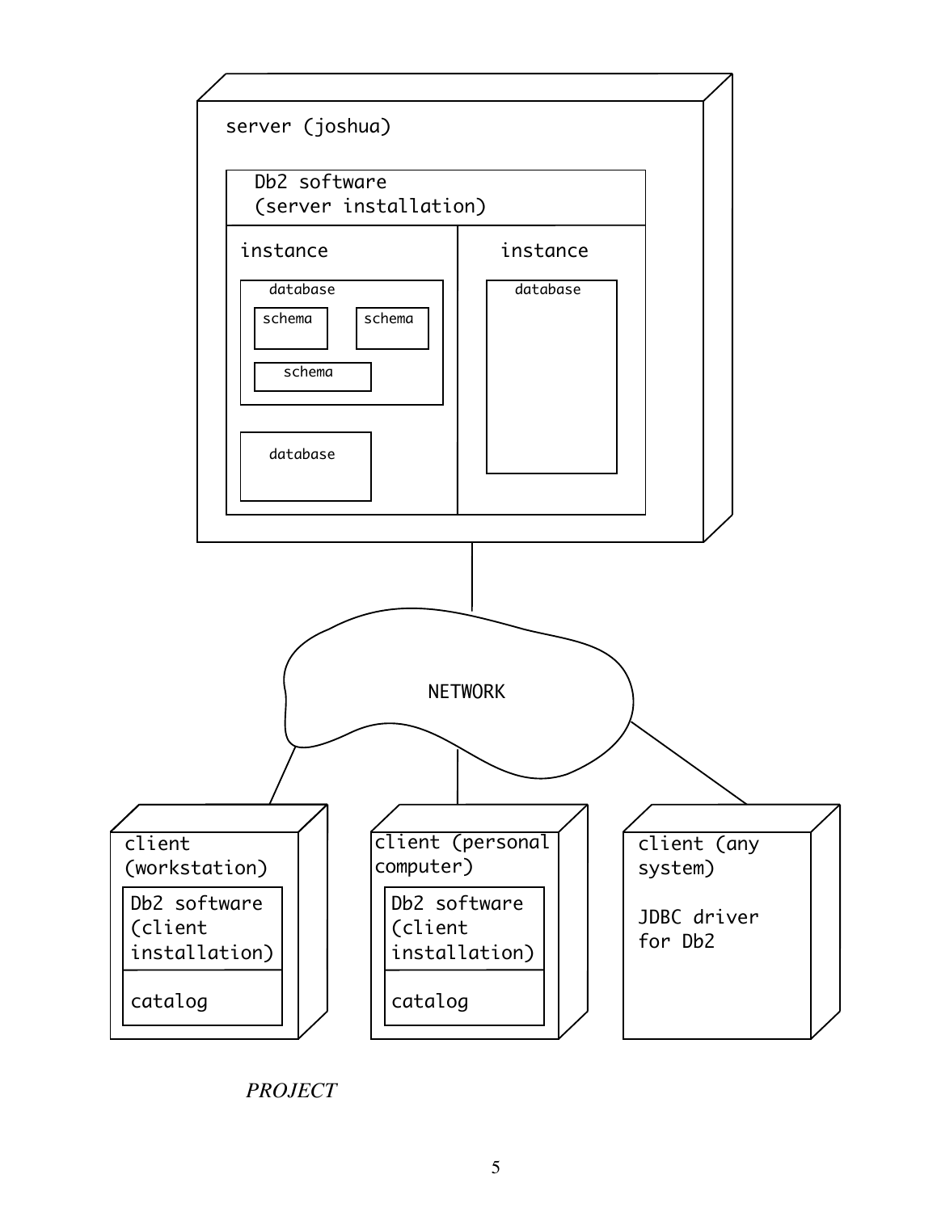server (joshua)

Db2 software
(server installation)

instance

database

schema

schema

schema

database

instance

database

NETWORK

client
(workstation)

Db2 software
(client
installation)

catalog

client (personal
computer)

Db2 software
(client
installation)

catalog

client (any
system)

JDBC driver
for Db2

*PROJECT*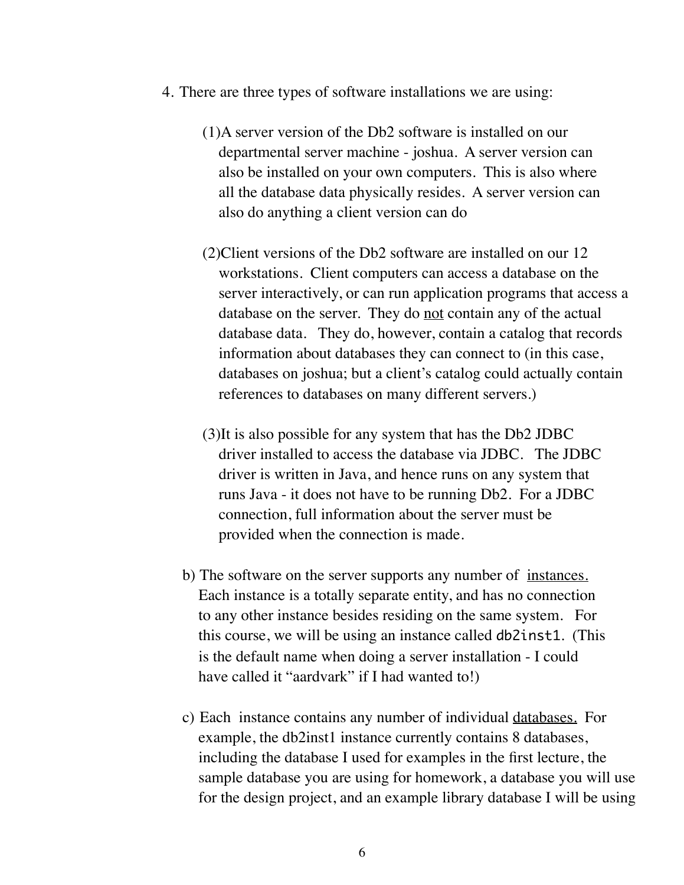4. There are three types of software installations we are using:

   (1) A server version of the Db2 software is installed on our departmental server machine - joshua. A server version can also be installed on your own computers. This is also where all the database data physically resides. A server version can also do anything a client version can do

   (2) Client versions of the Db2 software are installed on our 12 workstations. Client computers can access a database on the server interactively, or can run application programs that access a database on the server. They do <u>not</u> contain any of the actual database data. They do, however, contain a catalog that records information about databases they can connect to (in this case, databases on joshua; but a client's catalog could actually contain references to databases on many different servers.)

   (3) It is also possible for any system that has the Db2 JDBC driver installed to access the database via JDBC. The JDBC driver is written in Java, and hence runs on any system that runs Java - it does not have to be running Db2. For a JDBC connection, full information about the server must be provided when the connection is made.

   b) The software on the server supports any number of <u>instances.</u> Each instance is a totally separate entity, and has no connection to any other instance besides residing on the same system. For this course, we will be using an instance called `db2inst1`. (This is the default name when doing a server installation - I could have called it "aardvark" if I had wanted to!)

   c) Each instance contains any number of individual <u>databases.</u> For example, the db2inst1 instance currently contains 8 databases, including the database I used for examples in the first lecture, the sample database you are using for homework, a database you will use for the design project, and an example library database I will be using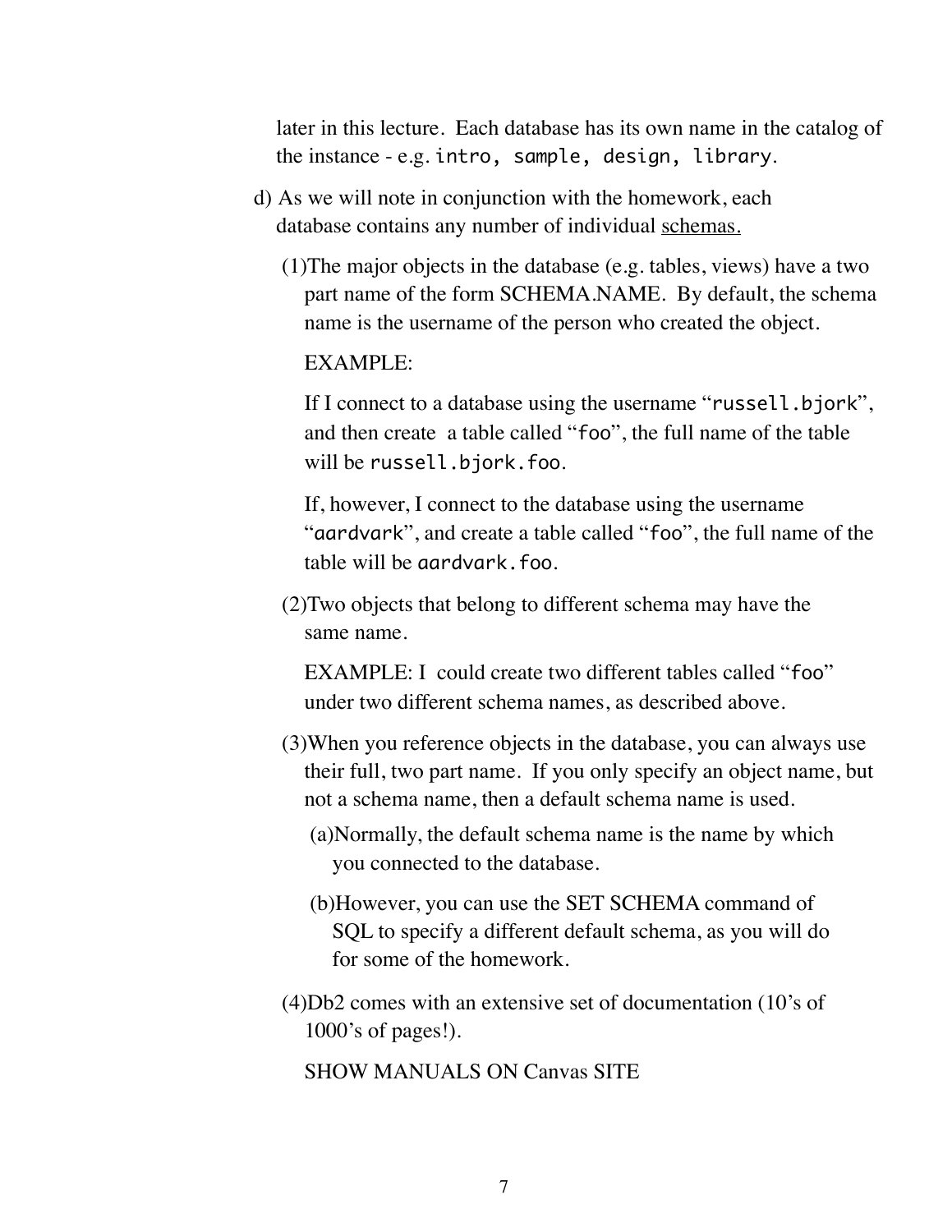later in this lecture. Each database has its own name in the catalog of the instance - e.g. `intro, sample, design, library`.

d) As we will note in conjunction with the homework, each database contains any number of individual <u>schemas.</u>

   (1)The major objects in the database (e.g. tables, views) have a two part name of the form SCHEMA.NAME. By default, the schema name is the username of the person who created the object.

   EXAMPLE:

   If I connect to a database using the username "`russell.bjork`", and then create a table called "`foo`", the full name of the table will be `russell.bjork.foo`.

   If, however, I connect to the database using the username "`aardvark`", and create a table called "`foo`", the full name of the table will be `aardvark.foo`.

   (2)Two objects that belong to different schema may have the same name.

   EXAMPLE: I could create two different tables called "`foo`" under two different schema names, as described above.

   (3)When you reference objects in the database, you can always use their full, two part name. If you only specify an object name, but not a schema name, then a default schema name is used.

   (a)Normally, the default schema name is the name by which you connected to the database.

   (b)However, you can use the SET SCHEMA command of SQL to specify a different default schema, as you will do for some of the homework.

   (4)Db2 comes with an extensive set of documentation (10's of 1000's of pages!).

   SHOW MANUALS ON Canvas SITE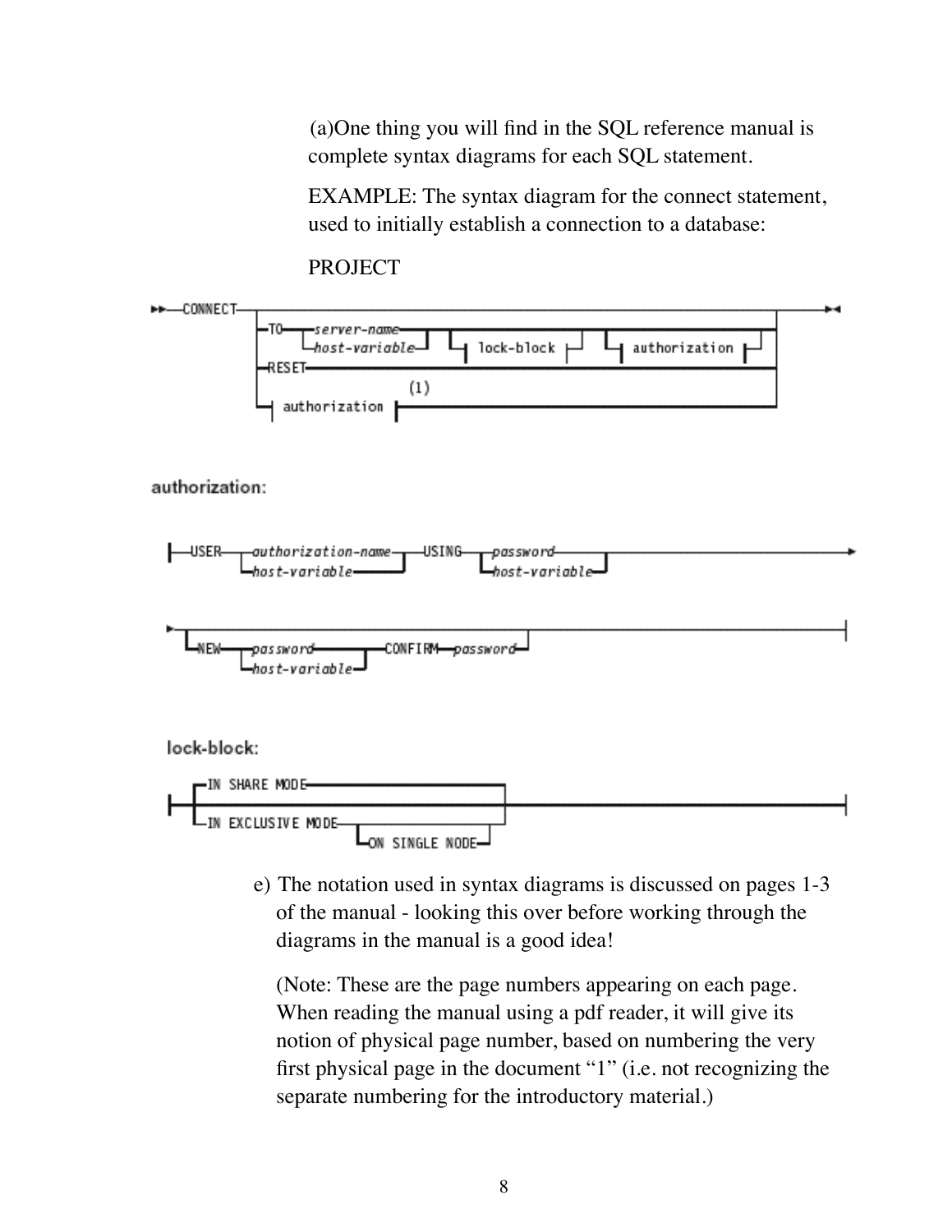(a)One thing you will find in the SQL reference manual is complete syntax diagrams for each SQL statement.

EXAMPLE: The syntax diagram for the connect statement, used to initially establish a connection to a database:

PROJECT

```
>>--CONNECT--+-------------------------------------------------------------------------+-->|
             +-TO--+-server-name---+--+-------------+--+----------------+--------------+
             |     +-host-variable-+  +-lock-block--+  +-authorization--+              |
             +-RESET-------------------------------------------------------------------+
             |                  (1)                                                    |
             +-authorization-----------------------------------------------------------+
```

**authorization:**

```
|--USER--+-authorization-name-+--USING--+-password------+---------------------------->
         +-host-variable------+         +-host-variable-+

>--+----------------------------------------------------+---------------------------|
   +-NEW--+-password------+--CONFIRM--password-----------+
          +-host-variable-+
```

**lock-block:**

```
|--+-IN SHARE MODE-----------------------------+--------------------------------------|
   +-IN EXCLUSIVE MODE--+--------------------+-+
                        +-ON SINGLE NODE-----+
```

e) The notation used in syntax diagrams is discussed on pages 1-3 of the manual - looking this over before working through the diagrams in the manual is a good idea!

(Note: These are the page numbers appearing on each page. When reading the manual using a pdf reader, it will give its notion of physical page number, based on numbering the very first physical page in the document "1" (i.e. not recognizing the separate numbering for the introductory material.)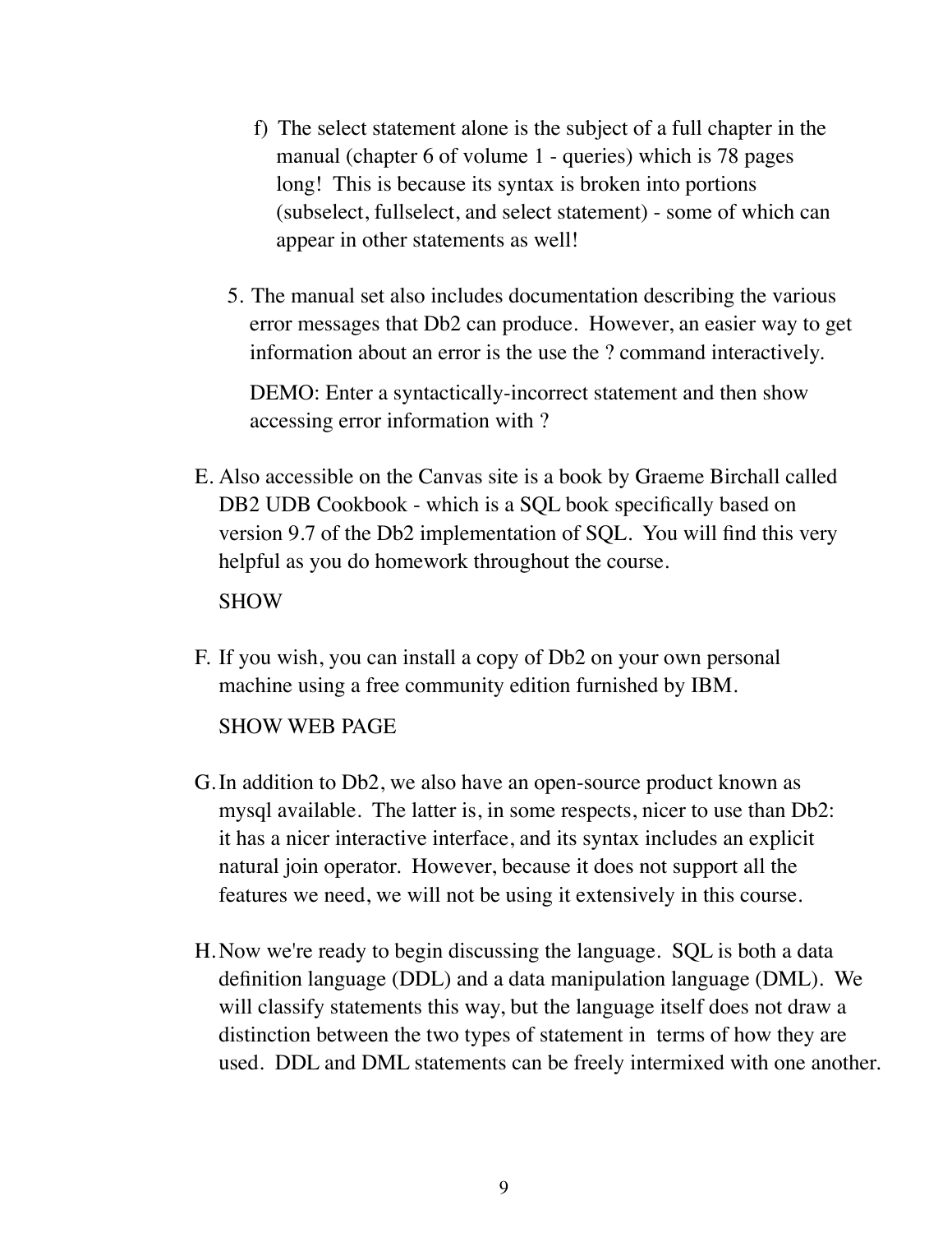f) The select statement alone is the subject of a full chapter in the manual (chapter 6 of volume 1 - queries) which is 78 pages long! This is because its syntax is broken into portions (subselect, fullselect, and select statement) - some of which can appear in other statements as well!

5. The manual set also includes documentation describing the various error messages that Db2 can produce. However, an easier way to get information about an error is the use the ? command interactively.

   DEMO: Enter a syntactically-incorrect statement and then show accessing error information with ?

E. Also accessible on the Canvas site is a book by Graeme Birchall called DB2 UDB Cookbook - which is a SQL book specifically based on version 9.7 of the Db2 implementation of SQL. You will find this very helpful as you do homework throughout the course.

   SHOW

F. If you wish, you can install a copy of Db2 on your own personal machine using a free community edition furnished by IBM.

   SHOW WEB PAGE

G. In addition to Db2, we also have an open-source product known as mysql available. The latter is, in some respects, nicer to use than Db2: it has a nicer interactive interface, and its syntax includes an explicit natural join operator. However, because it does not support all the features we need, we will not be using it extensively in this course.

H. Now we're ready to begin discussing the language. SQL is both a data definition language (DDL) and a data manipulation language (DML). We will classify statements this way, but the language itself does not draw a distinction between the two types of statement in terms of how they are used. DDL and DML statements can be freely intermixed with one another.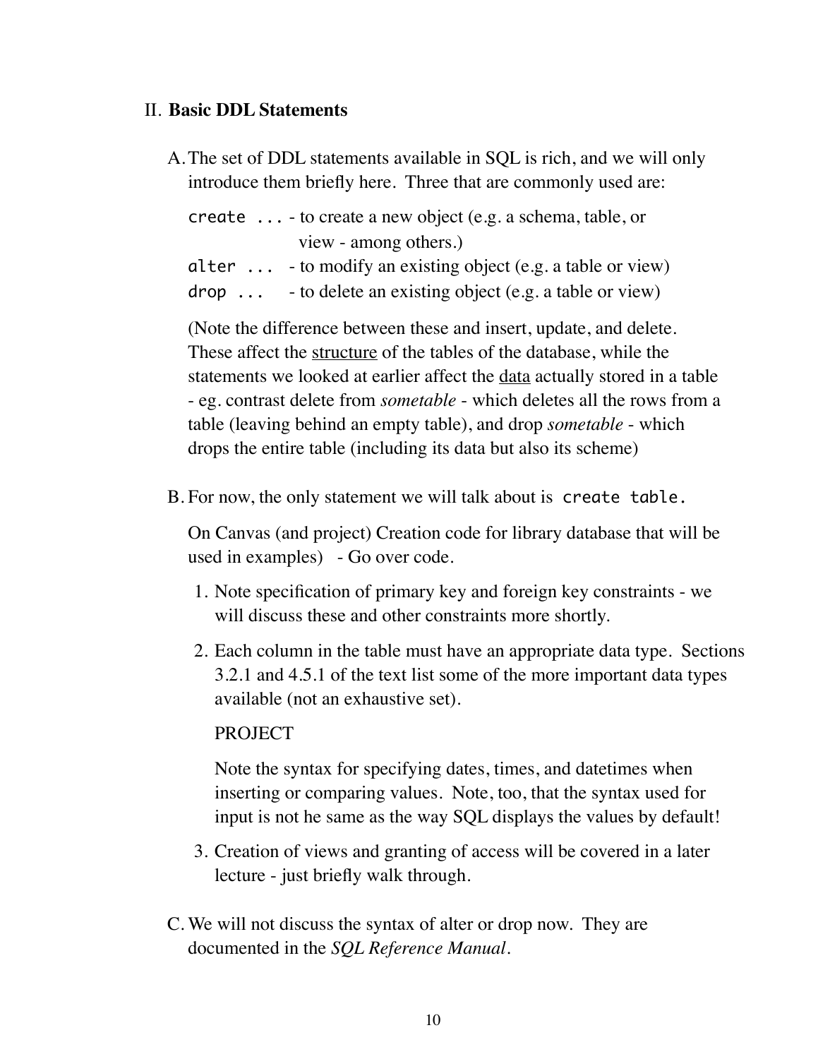## II. **Basic DDL Statements**

A. The set of DDL statements available in SQL is rich, and we will only introduce them briefly here. Three that are commonly used are:

   `create ...` - to create a new object (e.g. a schema, table, or view - among others.)
   `alter ...` - to modify an existing object (e.g. a table or view)
   `drop ...` - to delete an existing object (e.g. a table or view)

   (Note the difference between these and insert, update, and delete. These affect the <u>structure</u> of the tables of the database, while the statements we looked at earlier affect the <u>data</u> actually stored in a table - eg. contrast delete from *sometable* - which deletes all the rows from a table (leaving behind an empty table), and drop *sometable* - which drops the entire table (including its data but also its scheme)

B. For now, the only statement we will talk about is `create table.`

   On Canvas (and project) Creation code for library database that will be used in examples) - Go over code.

   1. Note specification of primary key and foreign key constraints - we will discuss these and other constraints more shortly.

   2. Each column in the table must have an appropriate data type. Sections 3.2.1 and 4.5.1 of the text list some of the more important data types available (not an exhaustive set).

      PROJECT

      Note the syntax for specifying dates, times, and datetimes when inserting or comparing values. Note, too, that the syntax used for input is not he same as the way SQL displays the values by default!

   3. Creation of views and granting of access will be covered in a later lecture - just briefly walk through.

C. We will not discuss the syntax of alter or drop now. They are documented in the *SQL Reference Manual*.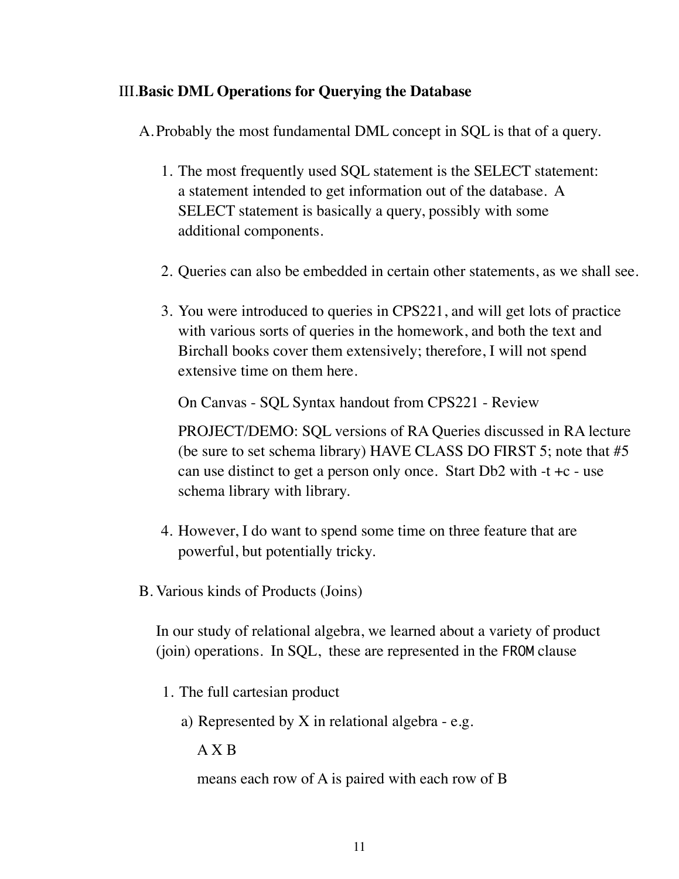## III. Basic DML Operations for Querying the Database

A. Probably the most fundamental DML concept in SQL is that of a query.

1. The most frequently used SQL statement is the SELECT statement: a statement intended to get information out of the database. A SELECT statement is basically a query, possibly with some additional components.

2. Queries can also be embedded in certain other statements, as we shall see.

3. You were introduced to queries in CPS221, and will get lots of practice with various sorts of queries in the homework, and both the text and Birchall books cover them extensively; therefore, I will not spend extensive time on them here.

   On Canvas - SQL Syntax handout from CPS221 - Review

   PROJECT/DEMO: SQL versions of RA Queries discussed in RA lecture (be sure to set schema library) HAVE CLASS DO FIRST 5; note that #5 can use distinct to get a person only once. Start Db2 with -t +c - use schema library with library.

4. However, I do want to spend some time on three feature that are powerful, but potentially tricky.

B. Various kinds of Products (Joins)

In our study of relational algebra, we learned about a variety of product (join) operations. In SQL, these are represented in the `FROM` clause

1. The full cartesian product

   a) Represented by X in relational algebra - e.g.

      A X B

      means each row of A is paired with each row of B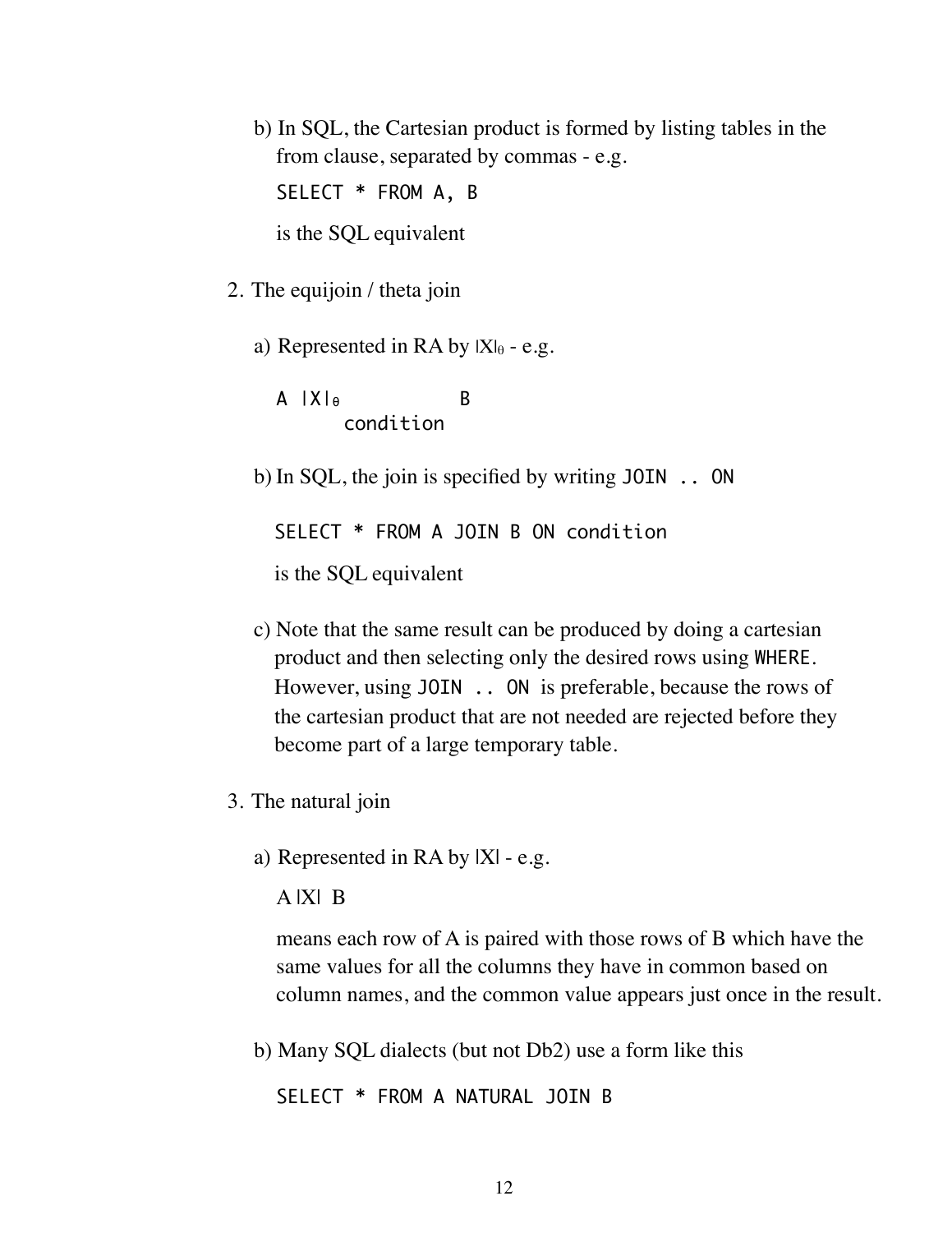b) In SQL, the Cartesian product is formed by listing tables in the from clause, separated by commas - e.g.

```
SELECT * FROM A, B
```

is the SQL equivalent

2. The equijoin / theta join

   a) Represented in RA by $|X|_\theta$ - e.g.

   ```
   A |X|θ          B
        condition
   ```

   b) In SQL, the join is specified by writing `JOIN .. ON`

   ```
   SELECT * FROM A JOIN B ON condition
   ```

   is the SQL equivalent

   c) Note that the same result can be produced by doing a cartesian product and then selecting only the desired rows using `WHERE`. However, using `JOIN .. ON` is preferable, because the rows of the cartesian product that are not needed are rejected before they become part of a large temporary table.

3. The natural join

   a) Represented in RA by |X| - e.g.

   A |X| B

   means each row of A is paired with those rows of B which have the same values for all the columns they have in common based on column names, and the common value appears just once in the result.

   b) Many SQL dialects (but not Db2) use a form like this

   ```
   SELECT * FROM A NATURAL JOIN B
   ```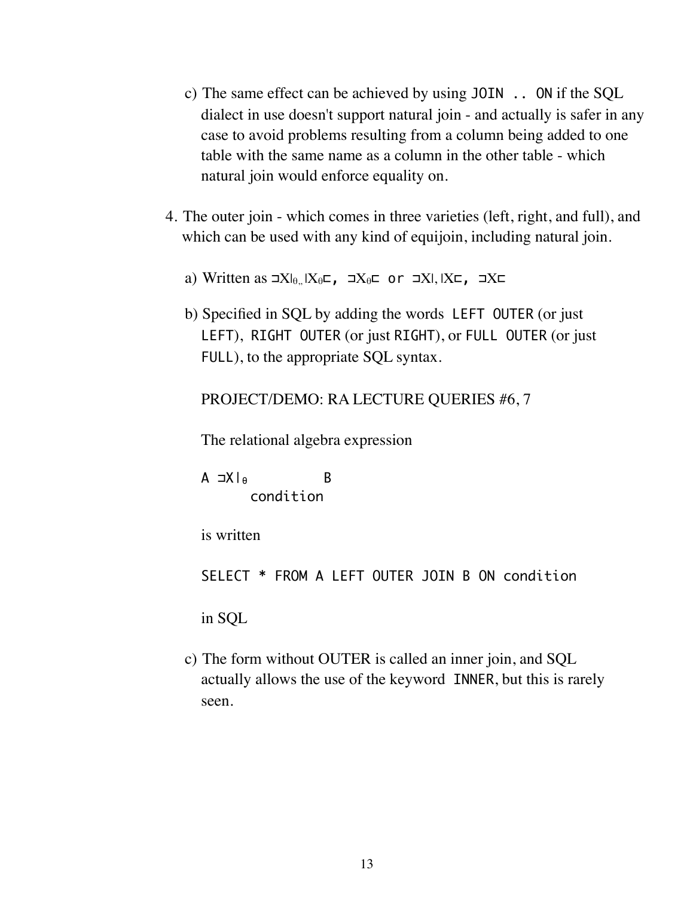c) The same effect can be achieved by using `JOIN .. ON` if the SQL dialect in use doesn't support natural join - and actually is safer in any case to avoid problems resulting from a column being added to one table with the same name as a column in the other table - which natural join would enforce equality on.

4. The outer join - which comes in three varieties (left, right, and full), and which can be used with any kind of equijoin, including natural join.

   a) Written as ⊐X|$_\theta$, |X$_\theta$⊏, ⊐X$_\theta$⊏ or ⊐X|, |X⊏, ⊐X⊏

   b) Specified in SQL by adding the words `LEFT OUTER` (or just `LEFT`), `RIGHT OUTER` (or just `RIGHT`), or `FULL OUTER` (or just `FULL`), to the appropriate SQL syntax.

   PROJECT/DEMO: RA LECTURE QUERIES #6, 7

   The relational algebra expression

   ```
   A ⊐X|θ          B
          condition
   ```

   is written

   ```
   SELECT * FROM A LEFT OUTER JOIN B ON condition
   ```

   in SQL

   c) The form without OUTER is called an inner join, and SQL actually allows the use of the keyword `INNER`, but this is rarely seen.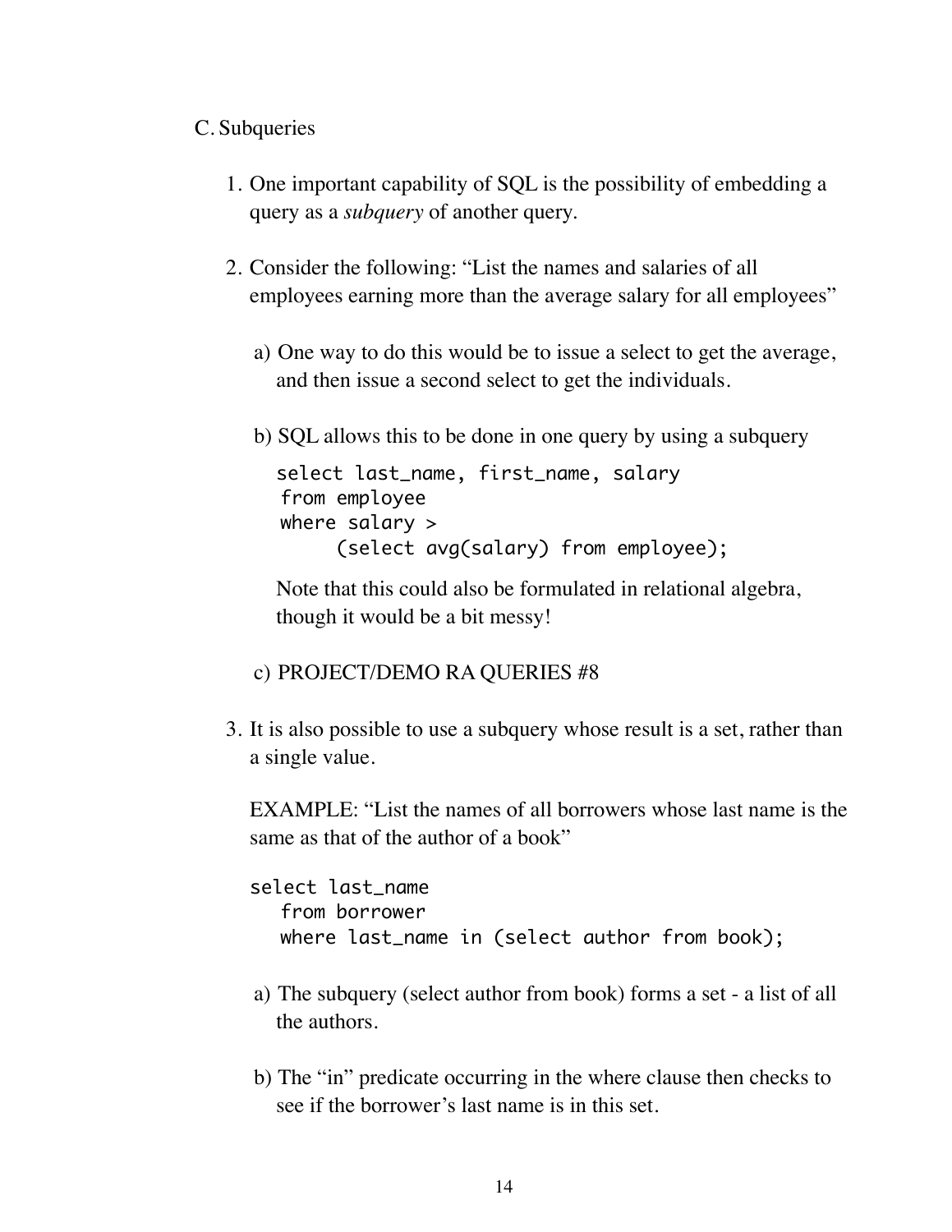C. Subqueries

1. One important capability of SQL is the possibility of embedding a query as a *subquery* of another query.

2. Consider the following: "List the names and salaries of all employees earning more than the average salary for all employees"

   a) One way to do this would be to issue a select to get the average, and then issue a second select to get the individuals.

   b) SQL allows this to be done in one query by using a subquery

   ```
   select last_name, first_name, salary
    from employee
    where salary >
         (select avg(salary) from employee);
   ```

   Note that this could also be formulated in relational algebra, though it would be a bit messy!

   c) PROJECT/DEMO RA QUERIES #8

3. It is also possible to use a subquery whose result is a set, rather than a single value.

   EXAMPLE: "List the names of all borrowers whose last name is the same as that of the author of a book"

   ```
   select last_name
      from borrower
      where last_name in (select author from book);
   ```

   a) The subquery (select author from book) forms a set - a list of all the authors.

   b) The "in" predicate occurring in the where clause then checks to see if the borrower's last name is in this set.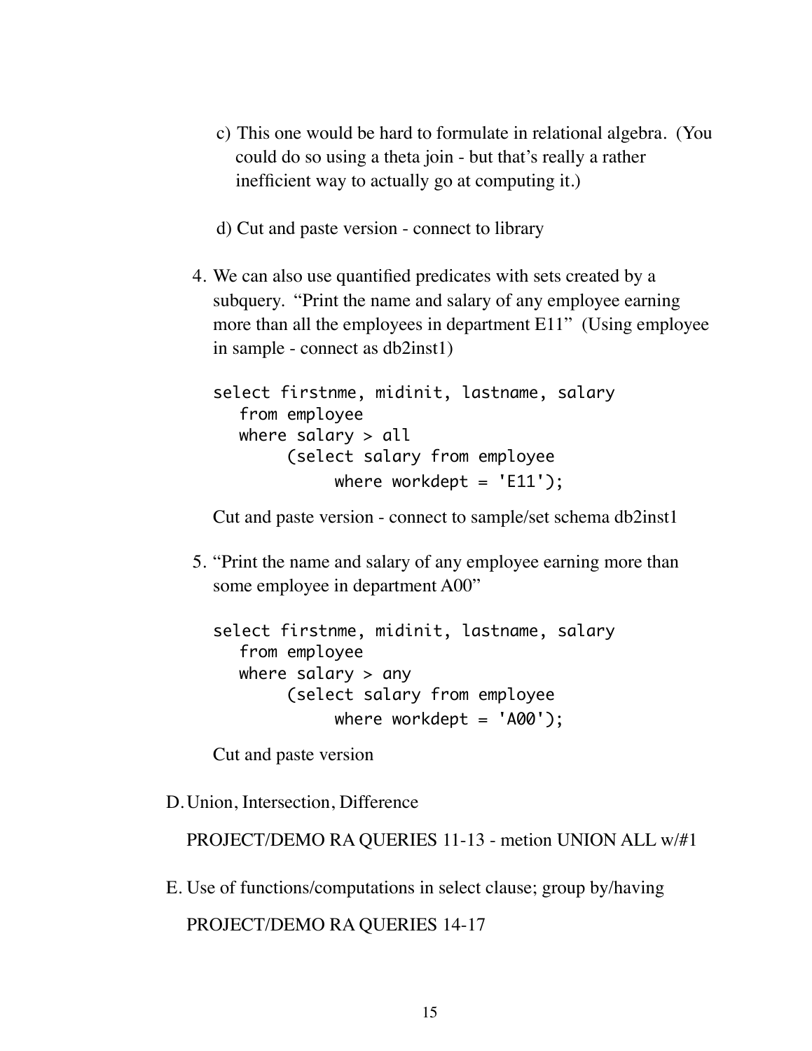c) This one would be hard to formulate in relational algebra. (You could do so using a theta join - but that's really a rather inefficient way to actually go at computing it.)

d) Cut and paste version - connect to library

4. We can also use quantified predicates with sets created by a subquery. "Print the name and salary of any employee earning more than all the employees in department E11" (Using employee in sample - connect as db2inst1)

   ```
   select firstnme, midinit, lastname, salary
      from employee
      where salary > all
            (select salary from employee
                  where workdept = 'E11');
   ```

   Cut and paste version - connect to sample/set schema db2inst1

5. "Print the name and salary of any employee earning more than some employee in department A00"

   ```
   select firstnme, midinit, lastname, salary
      from employee
      where salary > any
            (select salary from employee
                  where workdept = 'A00');
   ```

   Cut and paste version

D. Union, Intersection, Difference

   PROJECT/DEMO RA QUERIES 11-13 - metion UNION ALL w/#1

E. Use of functions/computations in select clause; group by/having

   PROJECT/DEMO RA QUERIES 14-17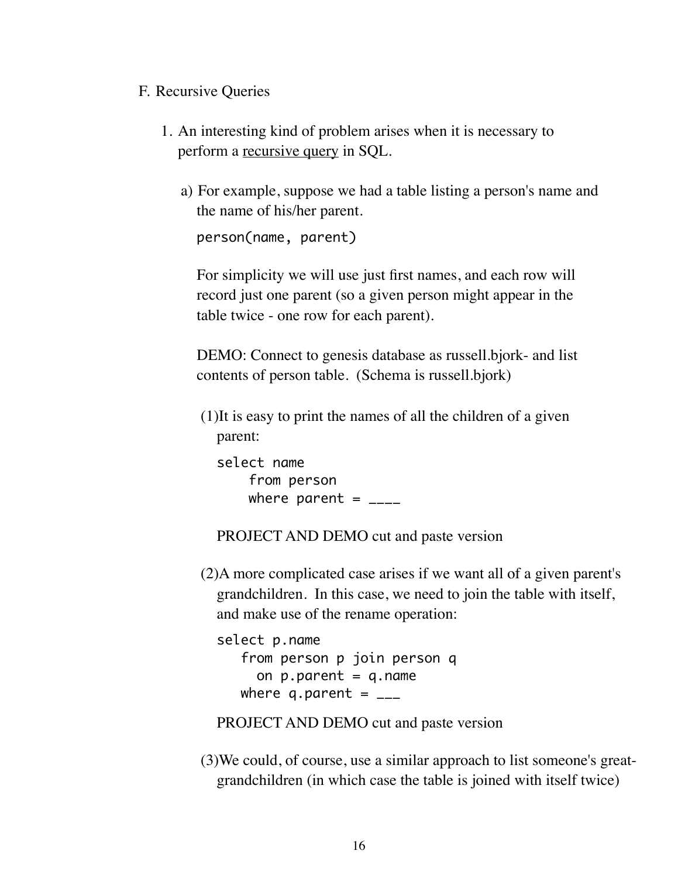F. Recursive Queries

1. An interesting kind of problem arises when it is necessary to perform a <u>recursive query</u> in SQL.

   a) For example, suppose we had a table listing a person's name and the name of his/her parent.

      ```
      person(name, parent)
      ```

      For simplicity we will use just first names, and each row will record just one parent (so a given person might appear in the table twice - one row for each parent).

      DEMO: Connect to genesis database as russell.bjork- and list contents of person table. (Schema is russell.bjork)

      (1) It is easy to print the names of all the children of a given parent:

      ```
      select name
           from person
           where parent = ____
      ```

      PROJECT AND DEMO cut and paste version

      (2) A more complicated case arises if we want all of a given parent's grandchildren. In this case, we need to join the table with itself, and make use of the rename operation:

      ```
      select p.name
         from person p join person q
           on p.parent = q.name
         where q.parent = ___
      ```

      PROJECT AND DEMO cut and paste version

      (3) We could, of course, use a similar approach to list someone's great-grandchildren (in which case the table is joined with itself twice)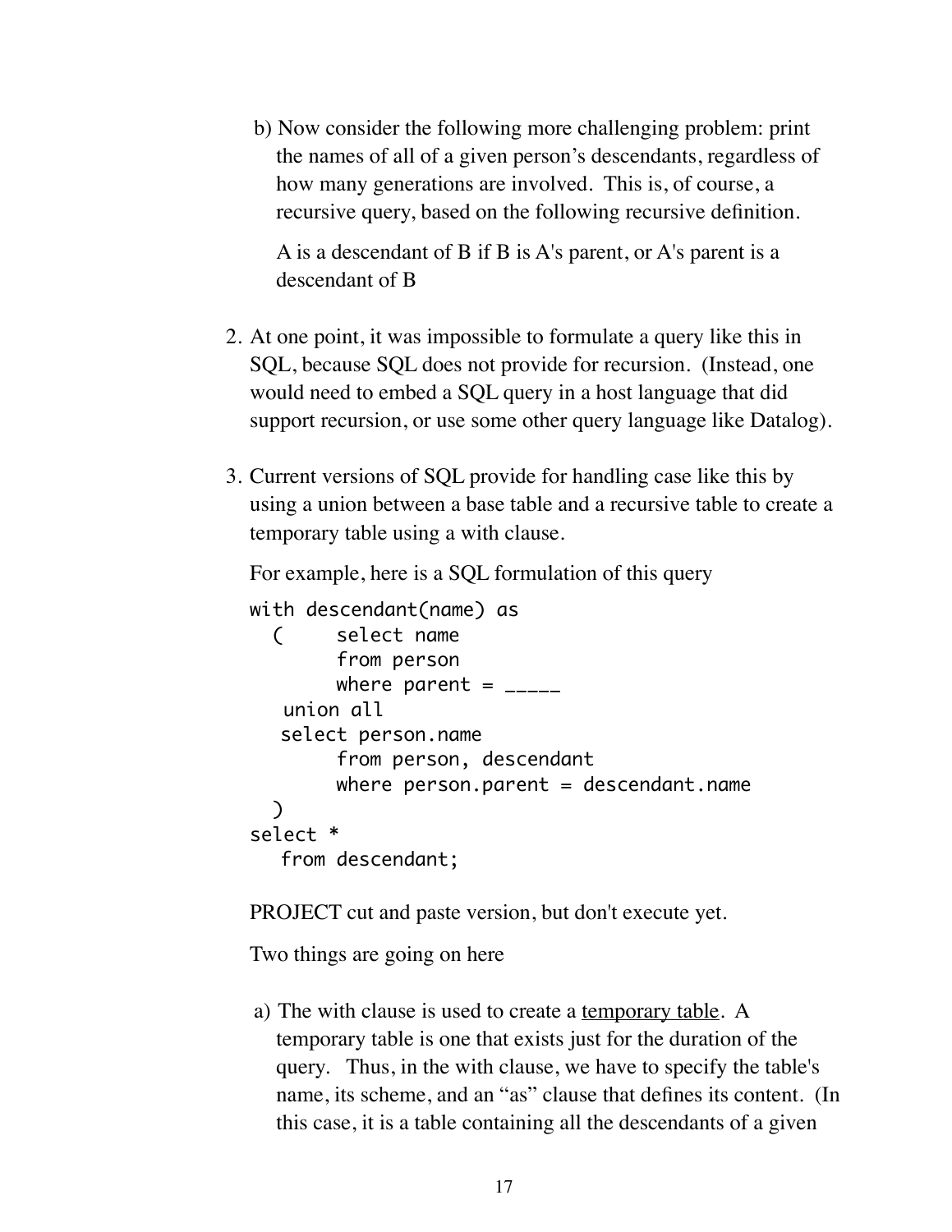b) Now consider the following more challenging problem: print the names of all of a given person's descendants, regardless of how many generations are involved. This is, of course, a recursive query, based on the following recursive definition.

   A is a descendant of B if B is A's parent, or A's parent is a descendant of B

2. At one point, it was impossible to formulate a query like this in SQL, because SQL does not provide for recursion. (Instead, one would need to embed a SQL query in a host language that did support recursion, or use some other query language like Datalog).

3. Current versions of SQL provide for handling case like this by using a union between a base table and a recursive table to create a temporary table using a with clause.

   For example, here is a SQL formulation of this query

```
with descendant(name) as
  (     select name
        from person
        where parent = _____
   union all
   select person.name
        from person, descendant
        where person.parent = descendant.name
  )
select *
   from descendant;
```

   PROJECT cut and paste version, but don't execute yet.

   Two things are going on here

   a) The with clause is used to create a <u>temporary table</u>. A temporary table is one that exists just for the duration of the query. Thus, in the with clause, we have to specify the table's name, its scheme, and an "as" clause that defines its content. (In this case, it is a table containing all the descendants of a given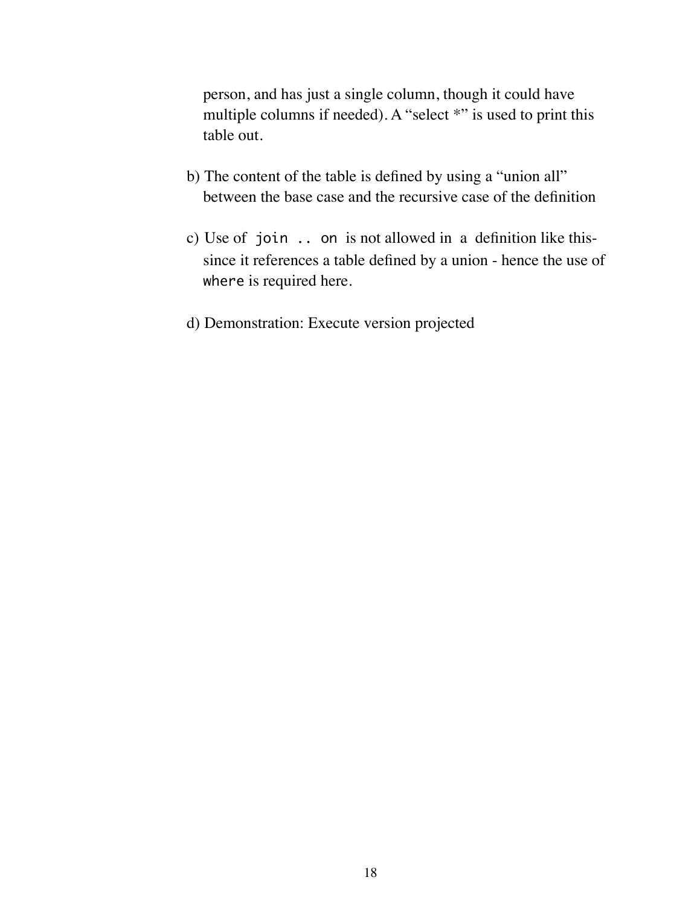person, and has just a single column, though it could have multiple columns if needed). A “select *” is used to print this table out.

b) The content of the table is defined by using a “union all” between the base case and the recursive case of the definition

c) Use of `join .. on` is not allowed in a definition like this- since it references a table defined by a union - hence the use of `where` is required here.

d) Demonstration: Execute version projected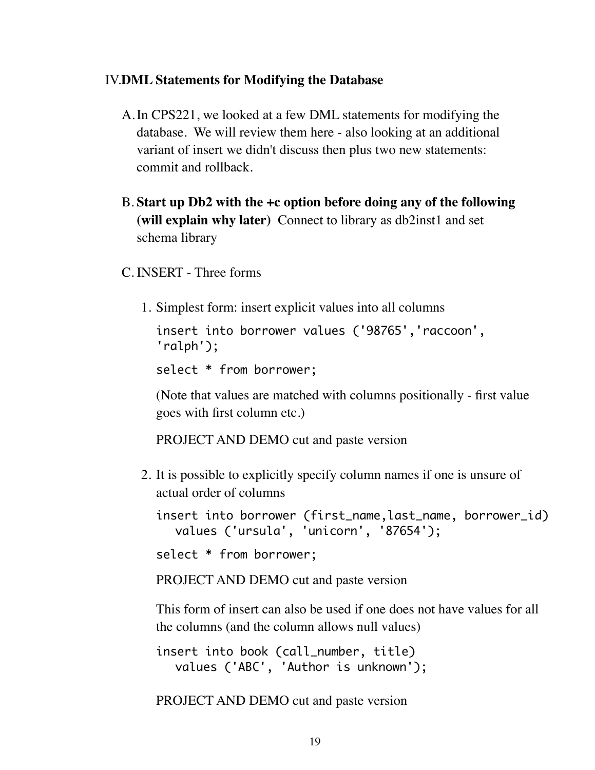## IV. DML Statements for Modifying the Database

A. In CPS221, we looked at a few DML statements for modifying the database. We will review them here - also looking at an additional variant of insert we didn't discuss then plus two new statements: commit and rollback.

B. **Start up Db2 with the +c option before doing any of the following (will explain why later)** Connect to library as db2inst1 and set schema library

C. INSERT - Three forms

1. Simplest form: insert explicit values into all columns

   ```
   insert into borrower values ('98765','raccoon', 
   'ralph');
   ```

   ```
   select * from borrower;
   ```

   (Note that values are matched with columns positionally - first value goes with first column etc.)

   PROJECT AND DEMO cut and paste version

2. It is possible to explicitly specify column names if one is unsure of actual order of columns

   ```
   insert into borrower (first_name,last_name, borrower_id)
      values ('ursula', 'unicorn', '87654');
   ```

   ```
   select * from borrower;
   ```

   PROJECT AND DEMO cut and paste version

   This form of insert can also be used if one does not have values for all the columns (and the column allows null values)

   ```
   insert into book (call_number, title)
      values ('ABC', 'Author is unknown');
   ```

   PROJECT AND DEMO cut and paste version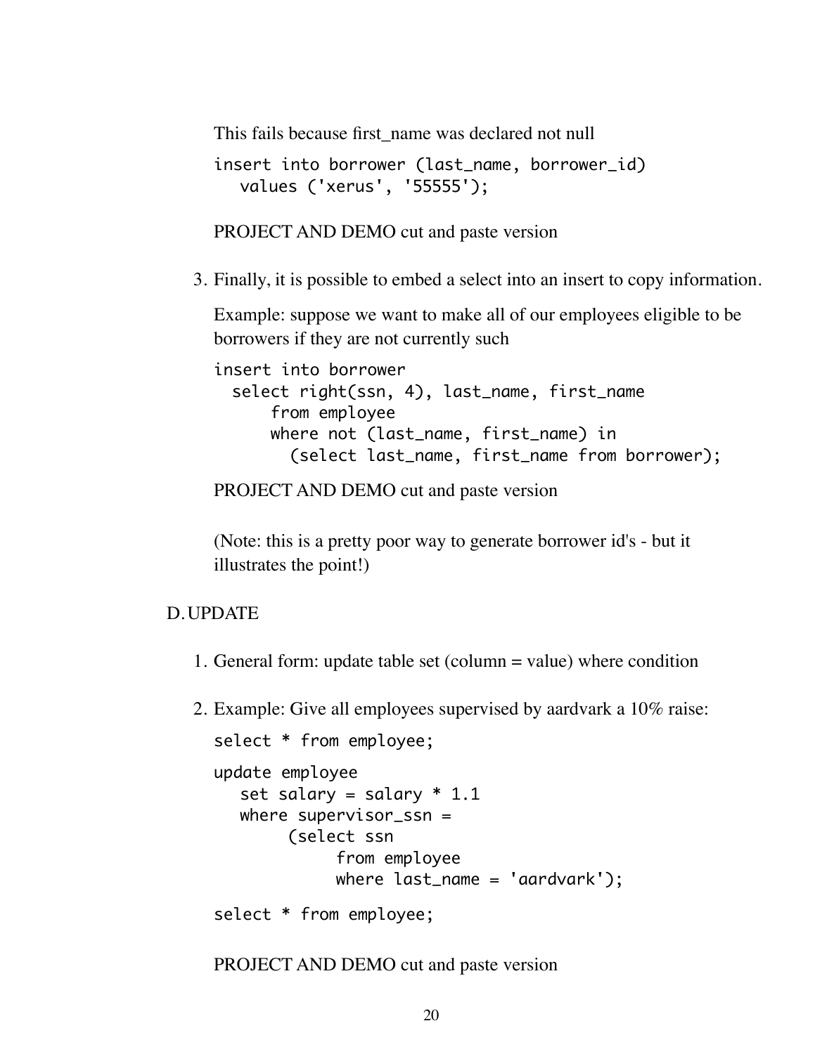This fails because first_name was declared not null

```
insert into borrower (last_name, borrower_id)
   values ('xerus', '55555');
```

PROJECT AND DEMO cut and paste version

3. Finally, it is possible to embed a select into an insert to copy information.

   Example: suppose we want to make all of our employees eligible to be borrowers if they are not currently such

   ```
   insert into borrower
     select right(ssn, 4), last_name, first_name
         from employee
         where not (last_name, first_name) in
           (select last_name, first_name from borrower);
   ```

   PROJECT AND DEMO cut and paste version

   (Note: this is a pretty poor way to generate borrower id's - but it illustrates the point!)

D. UPDATE

1. General form: update table set (column = value) where condition

2. Example: Give all employees supervised by aardvark a 10% raise:

   ```
   select * from employee;
   ```

   ```
   update employee
      set salary = salary * 1.1
      where supervisor_ssn =
           (select ssn
                from employee
                where last_name = 'aardvark');
   ```

   ```
   select * from employee;
   ```

   PROJECT AND DEMO cut and paste version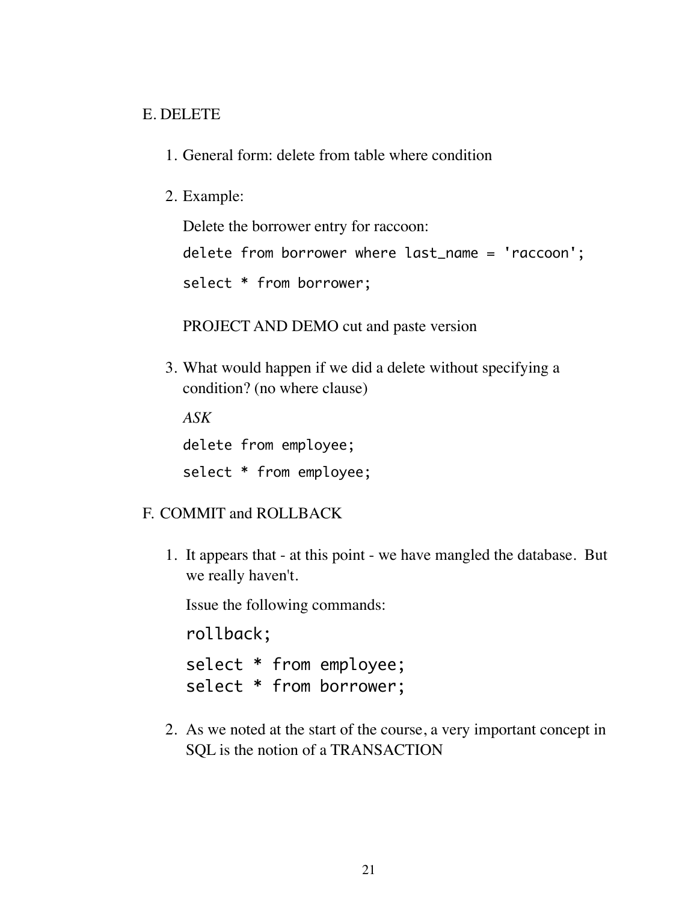E. DELETE

1. General form: delete from table where condition

2. Example:

   Delete the borrower entry for raccoon:

   ```
   delete from borrower where last_name = 'raccoon';
   select * from borrower;
   ```

   PROJECT AND DEMO cut and paste version

3. What would happen if we did a delete without specifying a condition? (no where clause)

   *ASK*

   ```
   delete from employee;
   select * from employee;
   ```

F. COMMIT and ROLLBACK

1. It appears that - at this point - we have mangled the database. But we really haven't.

   Issue the following commands:

   ```
   rollback;
   select * from employee;
   select * from borrower;
   ```

2. As we noted at the start of the course, a very important concept in SQL is the notion of a TRANSACTION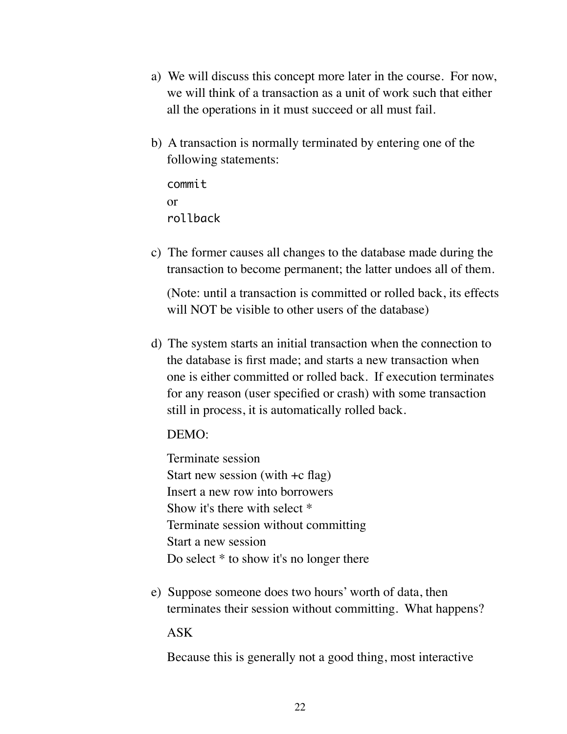a) We will discuss this concept more later in the course. For now, we will think of a transaction as a unit of work such that either all the operations in it must succeed or all must fail.

b) A transaction is normally terminated by entering one of the following statements:

   ```
   commit
   ```
   or
   ```
   rollback
   ```

c) The former causes all changes to the database made during the transaction to become permanent; the latter undoes all of them.

   (Note: until a transaction is committed or rolled back, its effects will NOT be visible to other users of the database)

d) The system starts an initial transaction when the connection to the database is first made; and starts a new transaction when one is either committed or rolled back. If execution terminates for any reason (user specified or crash) with some transaction still in process, it is automatically rolled back.

   DEMO:

   Terminate session
   Start new session (with +c flag)
   Insert a new row into borrowers
   Show it's there with select *
   Terminate session without committing
   Start a new session
   Do select * to show it's no longer there

e) Suppose someone does two hours' worth of data, then terminates their session without committing. What happens?

   ASK

   Because this is generally not a good thing, most interactive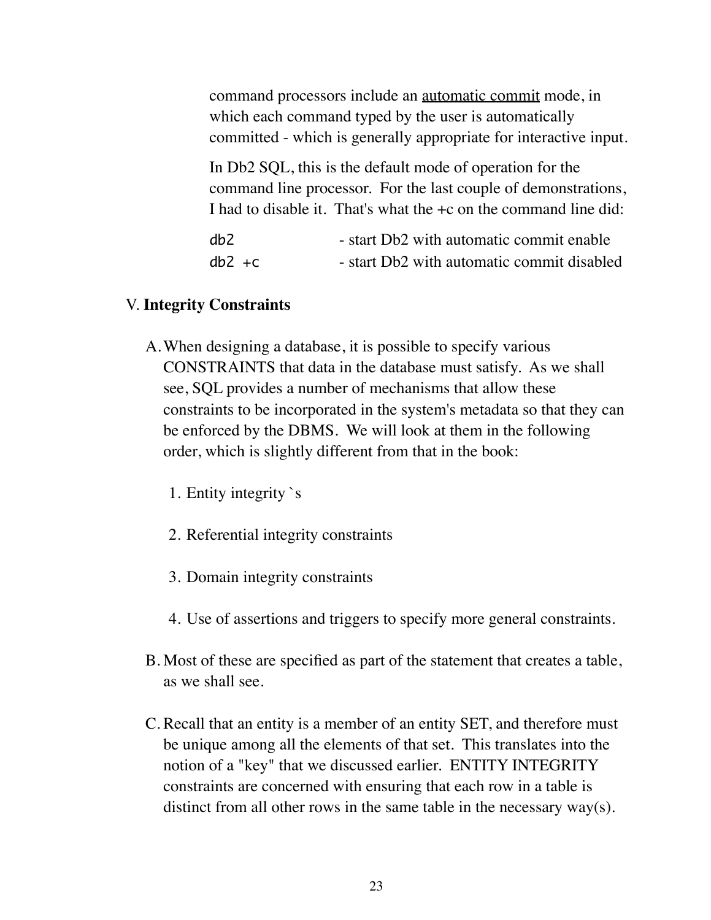command processors include an automatic commit mode, in which each command typed by the user is automatically committed - which is generally appropriate for interactive input.

In Db2 SQL, this is the default mode of operation for the command line processor. For the last couple of demonstrations, I had to disable it. That's what the +c on the command line did:

| | |
|---|---|
| `db2` | - start Db2 with automatic commit enable |
| `db2 +c` | - start Db2 with automatic commit disabled |

## V. **Integrity Constraints**

A. When designing a database, it is possible to specify various CONSTRAINTS that data in the database must satisfy. As we shall see, SQL provides a number of mechanisms that allow these constraints to be incorporated in the system's metadata so that they can be enforced by the DBMS. We will look at them in the following order, which is slightly different from that in the book:

1. Entity integrity `s

2. Referential integrity constraints

3. Domain integrity constraints

4. Use of assertions and triggers to specify more general constraints.

B. Most of these are specified as part of the statement that creates a table, as we shall see.

C. Recall that an entity is a member of an entity SET, and therefore must be unique among all the elements of that set. This translates into the notion of a "key" that we discussed earlier. ENTITY INTEGRITY constraints are concerned with ensuring that each row in a table is distinct from all other rows in the same table in the necessary way(s).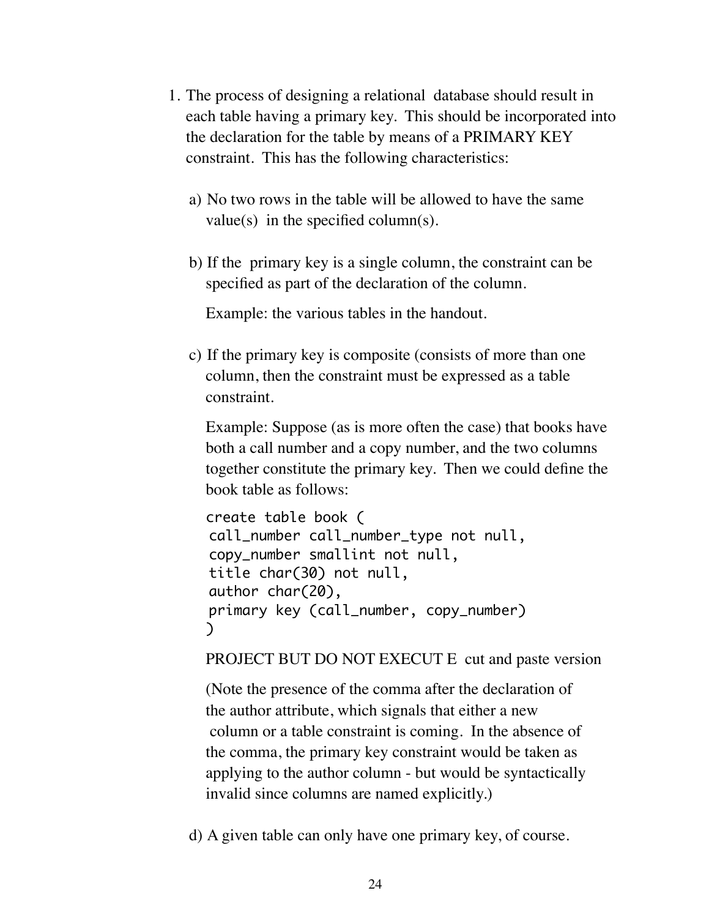1. The process of designing a relational database should result in each table having a primary key. This should be incorporated into the declaration for the table by means of a PRIMARY KEY constraint. This has the following characteristics:

   a) No two rows in the table will be allowed to have the same value(s) in the specified column(s).

   b) If the primary key is a single column, the constraint can be specified as part of the declaration of the column.

      Example: the various tables in the handout.

   c) If the primary key is composite (consists of more than one column, then the constraint must be expressed as a table constraint.

      Example: Suppose (as is more often the case) that books have both a call number and a copy number, and the two columns together constitute the primary key. Then we could define the book table as follows:

      ```
      create table book (
       call_number call_number_type not null,
       copy_number smallint not null,
       title char(30) not null,
       author char(20),
       primary key (call_number, copy_number)
      )
      ```

      PROJECT BUT DO NOT EXECUT E cut and paste version

      (Note the presence of the comma after the declaration of the author attribute, which signals that either a new column or a table constraint is coming. In the absence of the comma, the primary key constraint would be taken as applying to the author column - but would be syntactically invalid since columns are named explicitly.)

   d) A given table can only have one primary key, of course.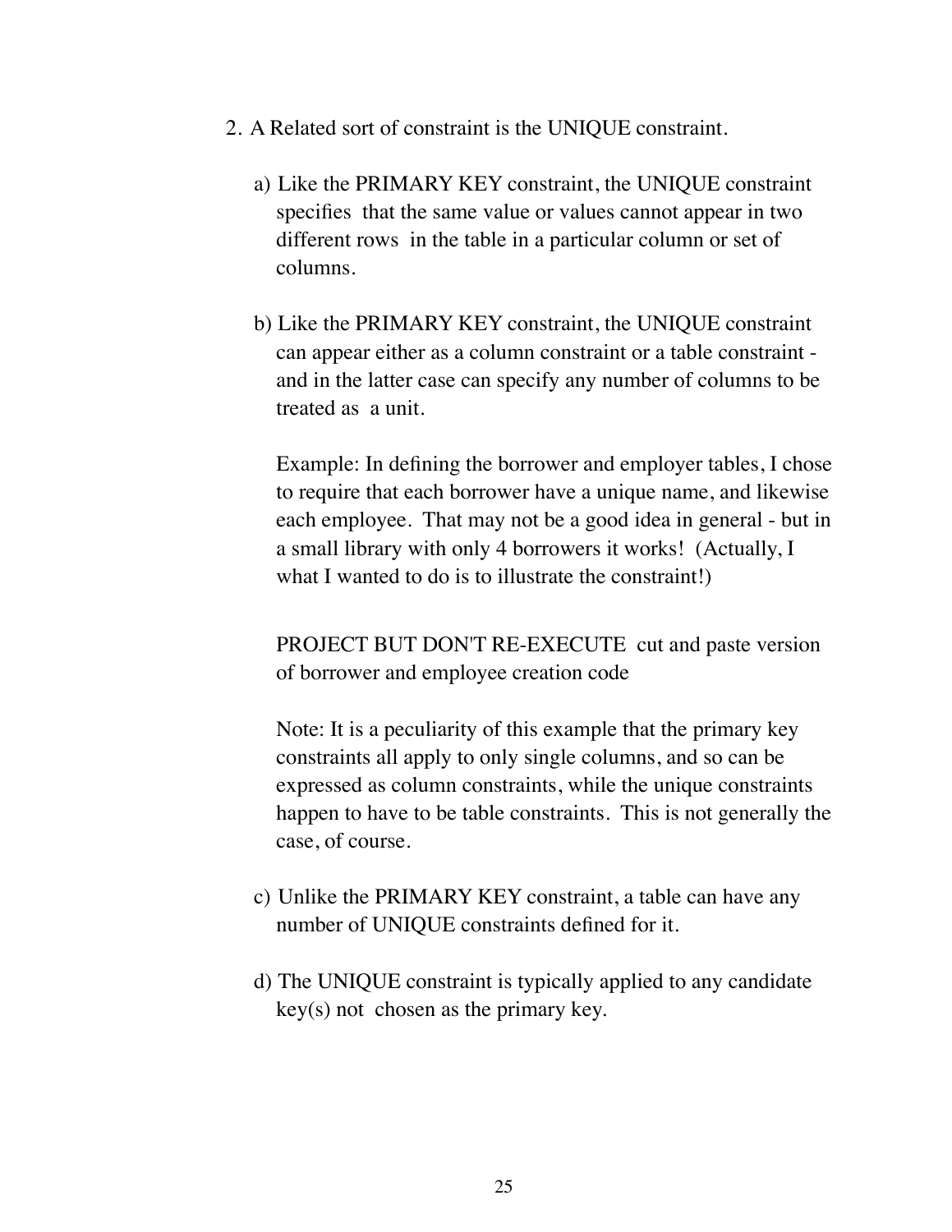2. A Related sort of constraint is the UNIQUE constraint.

   a) Like the PRIMARY KEY constraint, the UNIQUE constraint specifies that the same value or values cannot appear in two different rows in the table in a particular column or set of columns.

   b) Like the PRIMARY KEY constraint, the UNIQUE constraint can appear either as a column constraint or a table constraint - and in the latter case can specify any number of columns to be treated as a unit.

      Example: In defining the borrower and employer tables, I chose to require that each borrower have a unique name, and likewise each employee. That may not be a good idea in general - but in a small library with only 4 borrowers it works! (Actually, I what I wanted to do is to illustrate the constraint!)

      PROJECT BUT DON'T RE-EXECUTE cut and paste version of borrower and employee creation code

      Note: It is a peculiarity of this example that the primary key constraints all apply to only single columns, and so can be expressed as column constraints, while the unique constraints happen to have to be table constraints. This is not generally the case, of course.

   c) Unlike the PRIMARY KEY constraint, a table can have any number of UNIQUE constraints defined for it.

   d) The UNIQUE constraint is typically applied to any candidate key(s) not chosen as the primary key.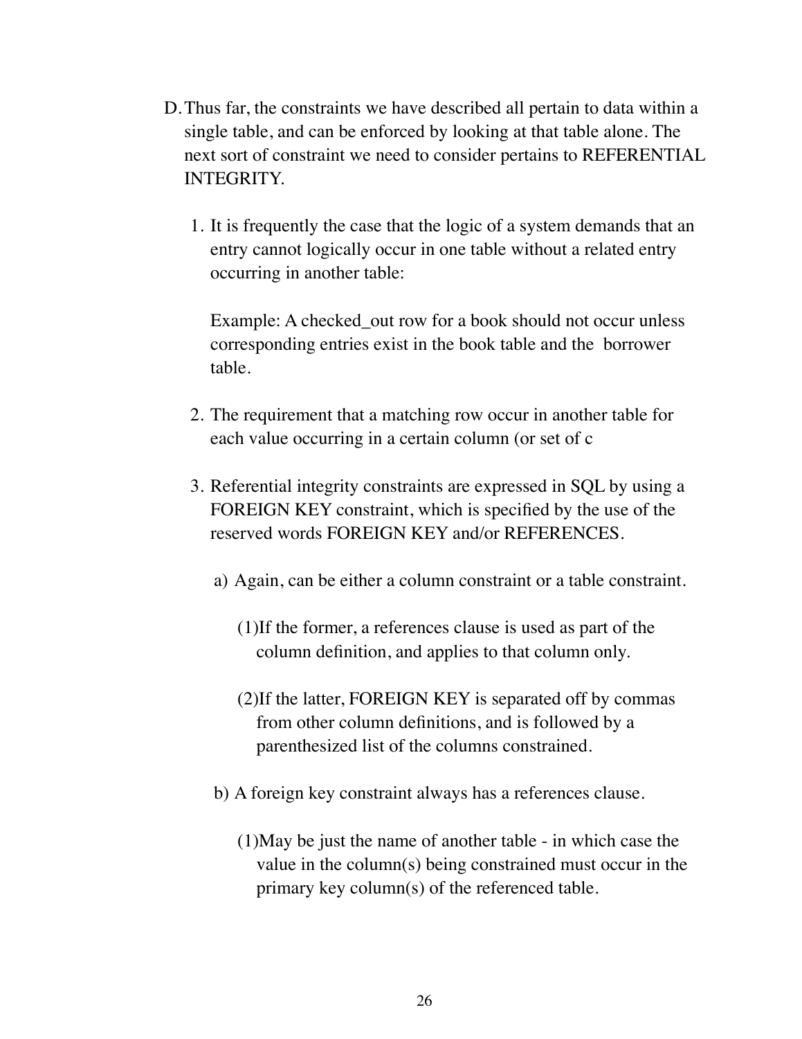D. Thus far, the constraints we have described all pertain to data within a single table, and can be enforced by looking at that table alone. The next sort of constraint we need to consider pertains to REFERENTIAL INTEGRITY.

1. It is frequently the case that the logic of a system demands that an entry cannot logically occur in one table without a related entry occurring in another table:

   Example: A checked_out row for a book should not occur unless corresponding entries exist in the book table and the borrower table.

2. The requirement that a matching row occur in another table for each value occurring in a certain column (or set of c

3. Referential integrity constraints are expressed in SQL by using a FOREIGN KEY constraint, which is specified by the use of the reserved words FOREIGN KEY and/or REFERENCES.

   a) Again, can be either a column constraint or a table constraint.

      (1) If the former, a references clause is used as part of the column definition, and applies to that column only.

      (2) If the latter, FOREIGN KEY is separated off by commas from other column definitions, and is followed by a parenthesized list of the columns constrained.

   b) A foreign key constraint always has a references clause.

      (1) May be just the name of another table - in which case the value in the column(s) being constrained must occur in the primary key column(s) of the referenced table.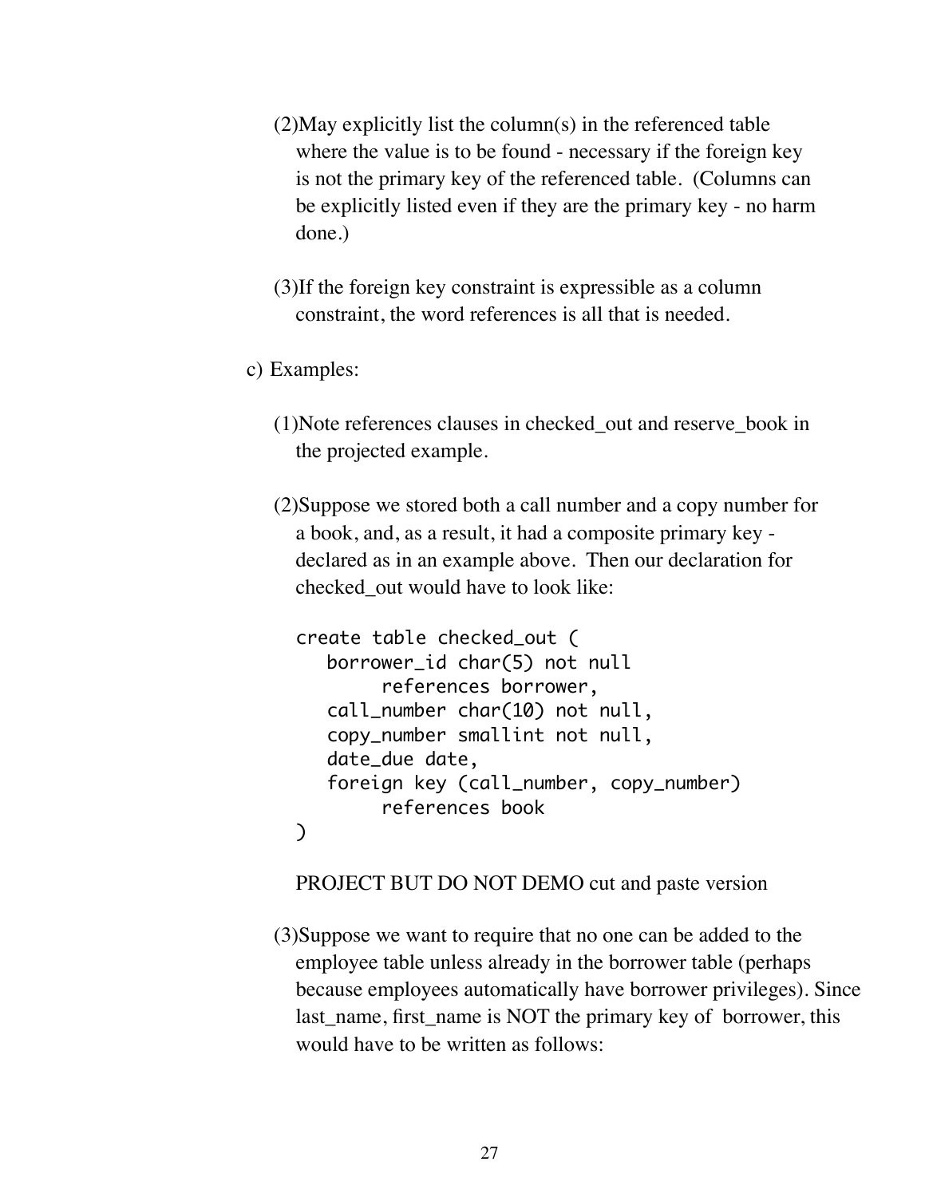(2) May explicitly list the column(s) in the referenced table where the value is to be found - necessary if the foreign key is not the primary key of the referenced table. (Columns can be explicitly listed even if they are the primary key - no harm done.)

(3) If the foreign key constraint is expressible as a column constraint, the word references is all that is needed.

c) Examples:

(1) Note references clauses in checked_out and reserve_book in the projected example.

(2) Suppose we stored both a call number and a copy number for a book, and, as a result, it had a composite primary key - declared as in an example above. Then our declaration for checked_out would have to look like:

```
create table checked_out (
   borrower_id char(5) not null
        references borrower,
   call_number char(10) not null,
   copy_number smallint not null,
   date_due date,
   foreign key (call_number, copy_number)
        references book
)
```

PROJECT BUT DO NOT DEMO cut and paste version

(3) Suppose we want to require that no one can be added to the employee table unless already in the borrower table (perhaps because employees automatically have borrower privileges). Since last_name, first_name is NOT the primary key of borrower, this would have to be written as follows: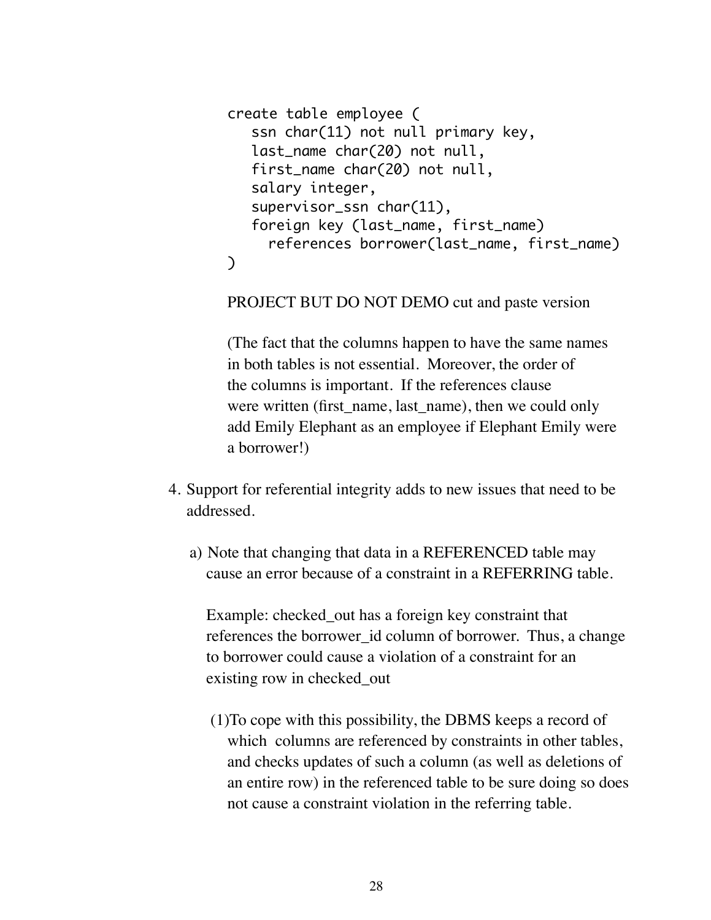```
create table employee (
   ssn char(11) not null primary key,
   last_name char(20) not null,
   first_name char(20) not null,
   salary integer,
   supervisor_ssn char(11),
   foreign key (last_name, first_name)
     references borrower(last_name, first_name)
)
```

PROJECT BUT DO NOT DEMO cut and paste version

(The fact that the columns happen to have the same names in both tables is not essential. Moreover, the order of the columns is important. If the references clause were written (first_name, last_name), then we could only add Emily Elephant as an employee if Elephant Emily were a borrower!)

4. Support for referential integrity adds to new issues that need to be addressed.

   a) Note that changing that data in a REFERENCED table may cause an error because of a constraint in a REFERRING table.

      Example: checked_out has a foreign key constraint that references the borrower_id column of borrower. Thus, a change to borrower could cause a violation of a constraint for an existing row in checked_out

      (1) To cope with this possibility, the DBMS keeps a record of which columns are referenced by constraints in other tables, and checks updates of such a column (as well as deletions of an entire row) in the referenced table to be sure doing so does not cause a constraint violation in the referring table.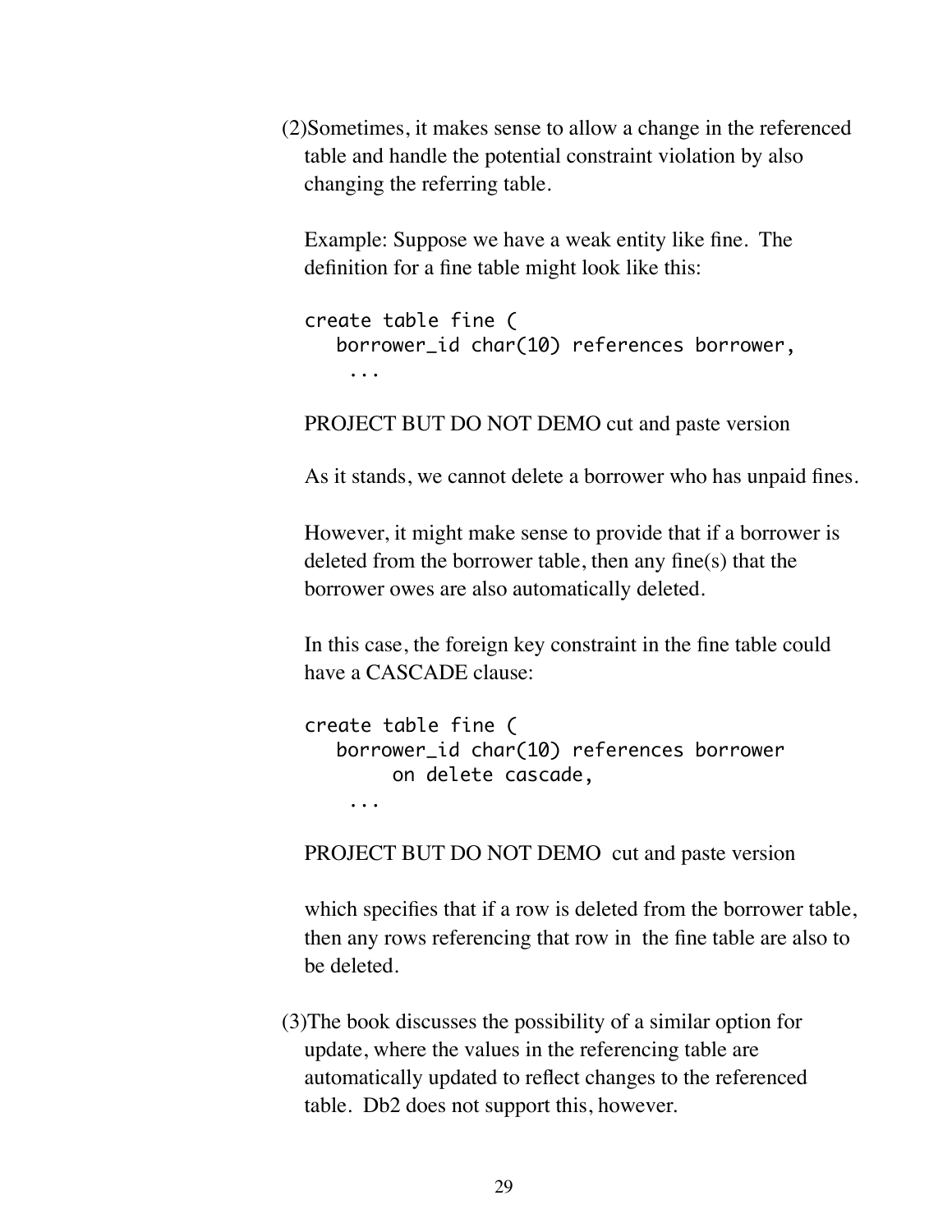(2) Sometimes, it makes sense to allow a change in the referenced table and handle the potential constraint violation by also changing the referring table.

Example: Suppose we have a weak entity like fine. The definition for a fine table might look like this:

```
create table fine (
   borrower_id char(10) references borrower,
    ...
```

PROJECT BUT DO NOT DEMO cut and paste version

As it stands, we cannot delete a borrower who has unpaid fines.

However, it might make sense to provide that if a borrower is deleted from the borrower table, then any fine(s) that the borrower owes are also automatically deleted.

In this case, the foreign key constraint in the fine table could have a CASCADE clause:

```
create table fine (
   borrower_id char(10) references borrower
        on delete cascade,
    ...
```

PROJECT BUT DO NOT DEMO cut and paste version

which specifies that if a row is deleted from the borrower table, then any rows referencing that row in the fine table are also to be deleted.

(3) The book discusses the possibility of a similar option for update, where the values in the referencing table are automatically updated to reflect changes to the referenced table. Db2 does not support this, however.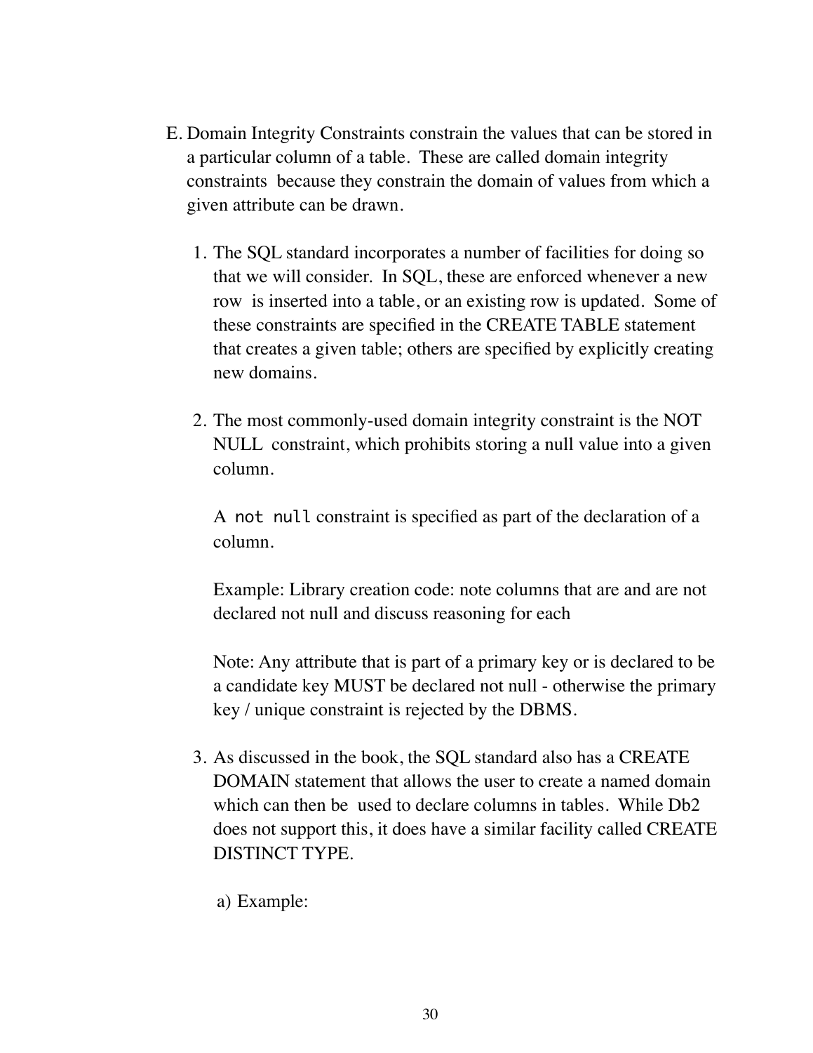E. Domain Integrity Constraints constrain the values that can be stored in a particular column of a table. These are called domain integrity constraints because they constrain the domain of values from which a given attribute can be drawn.

1. The SQL standard incorporates a number of facilities for doing so that we will consider. In SQL, these are enforced whenever a new row is inserted into a table, or an existing row is updated. Some of these constraints are specified in the CREATE TABLE statement that creates a given table; others are specified by explicitly creating new domains.

2. The most commonly-used domain integrity constraint is the NOT NULL constraint, which prohibits storing a null value into a given column.

   A `not null` constraint is specified as part of the declaration of a column.

   Example: Library creation code: note columns that are and are not declared not null and discuss reasoning for each

   Note: Any attribute that is part of a primary key or is declared to be a candidate key MUST be declared not null - otherwise the primary key / unique constraint is rejected by the DBMS.

3. As discussed in the book, the SQL standard also has a CREATE DOMAIN statement that allows the user to create a named domain which can then be used to declare columns in tables. While Db2 does not support this, it does have a similar facility called CREATE DISTINCT TYPE.

   a) Example: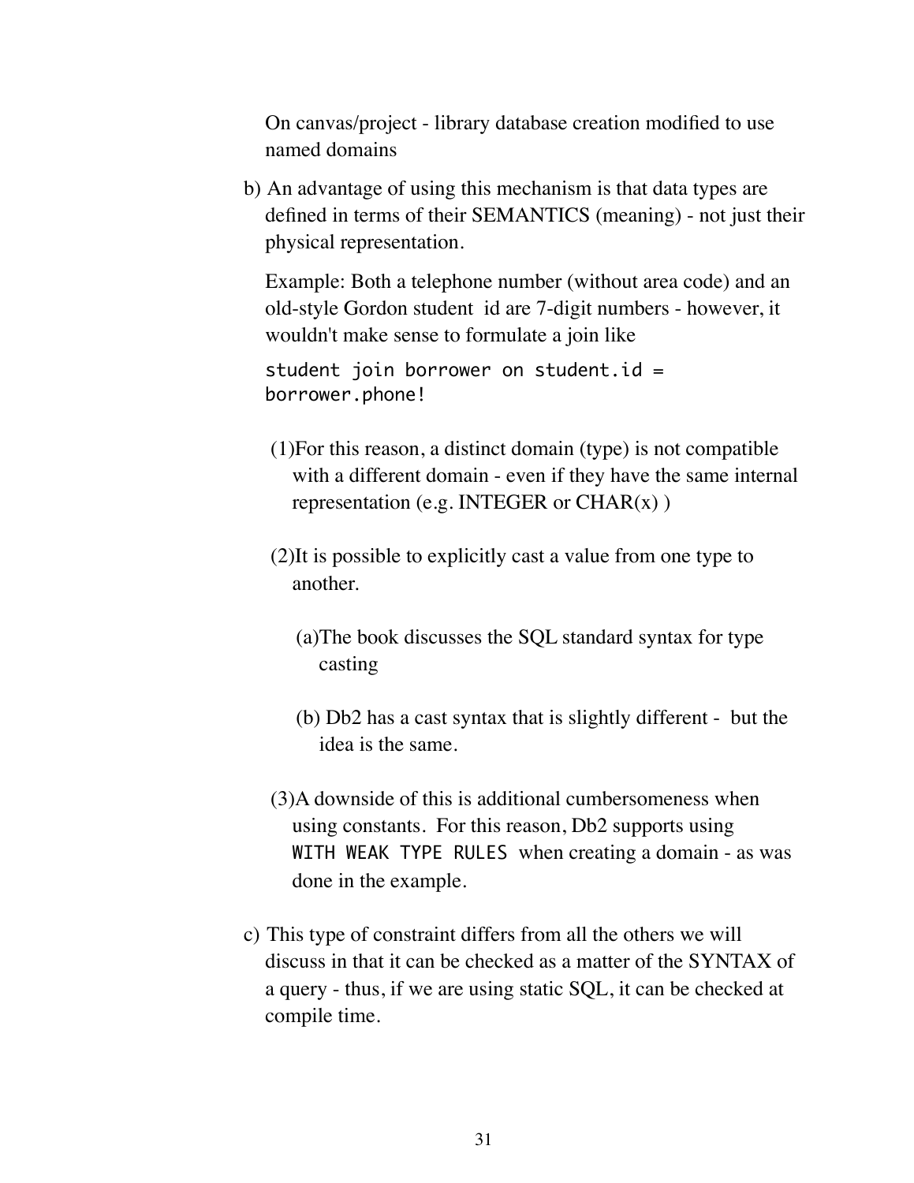On canvas/project - library database creation modified to use named domains

b) An advantage of using this mechanism is that data types are defined in terms of their SEMANTICS (meaning) - not just their physical representation.

   Example: Both a telephone number (without area code) and an old-style Gordon student id are 7-digit numbers - however, it wouldn't make sense to formulate a join like

   ```
   student join borrower on student.id =
   borrower.phone!
   ```

   (1) For this reason, a distinct domain (type) is not compatible with a different domain - even if they have the same internal representation (e.g. INTEGER or CHAR(x) )

   (2) It is possible to explicitly cast a value from one type to another.

      (a) The book discusses the SQL standard syntax for type casting

      (b) Db2 has a cast syntax that is slightly different - but the idea is the same.

   (3) A downside of this is additional cumbersomeness when using constants. For this reason, Db2 supports using `WITH WEAK TYPE RULES` when creating a domain - as was done in the example.

c) This type of constraint differs from all the others we will discuss in that it can be checked as a matter of the SYNTAX of a query - thus, if we are using static SQL, it can be checked at compile time.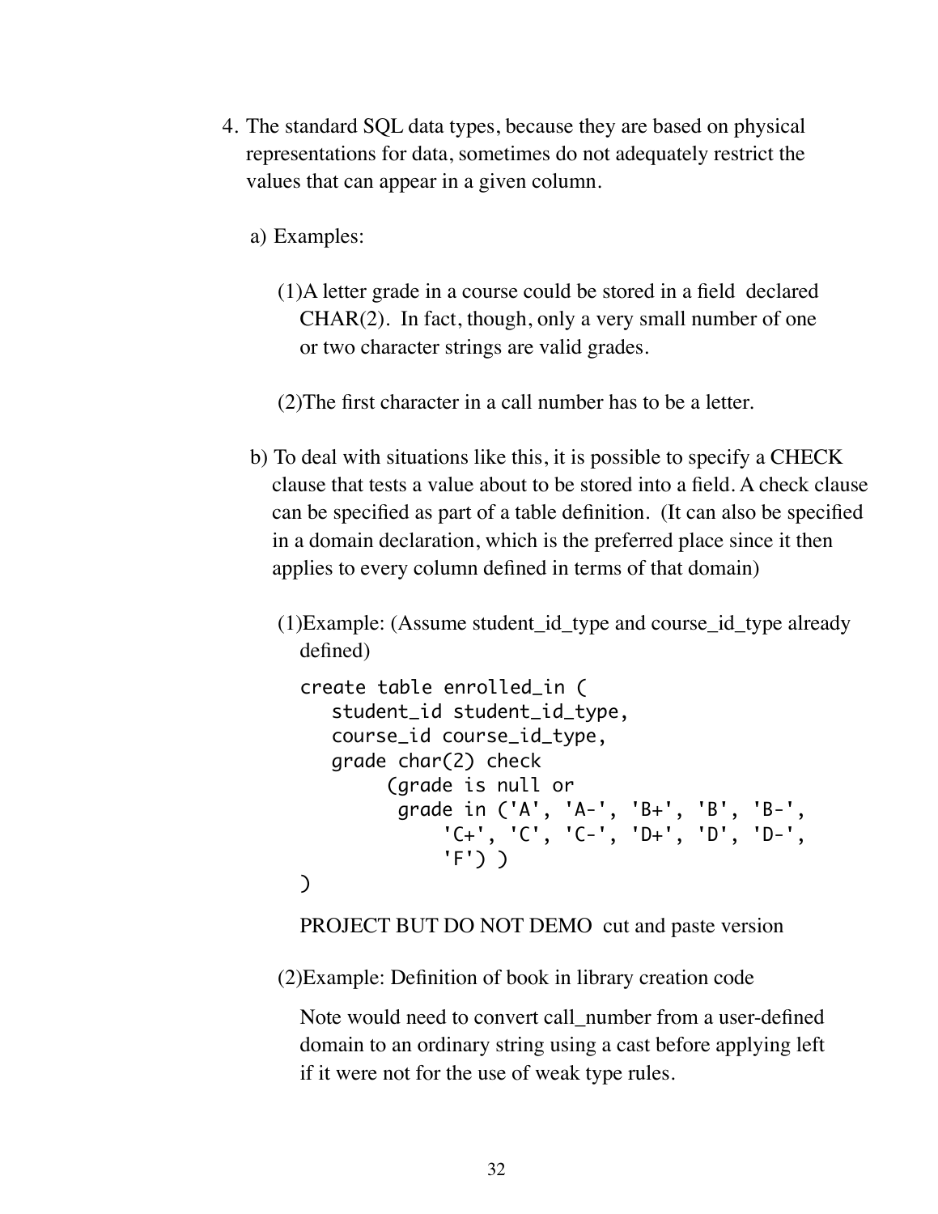4. The standard SQL data types, because they are based on physical representations for data, sometimes do not adequately restrict the values that can appear in a given column.

   a) Examples:

      (1) A letter grade in a course could be stored in a field declared CHAR(2). In fact, though, only a very small number of one or two character strings are valid grades.

      (2) The first character in a call number has to be a letter.

   b) To deal with situations like this, it is possible to specify a CHECK clause that tests a value about to be stored into a field. A check clause can be specified as part of a table definition. (It can also be specified in a domain declaration, which is the preferred place since it then applies to every column defined in terms of that domain)

      (1) Example: (Assume student_id_type and course_id_type already defined)

      ```
      create table enrolled_in (
         student_id student_id_type,
         course_id course_id_type,
         grade char(2) check
              (grade is null or
               grade in ('A', 'A-', 'B+', 'B', 'B-',
                   'C+', 'C', 'C-', 'D+', 'D', 'D-',
                   'F') )
      )
      ```

      PROJECT BUT DO NOT DEMO cut and paste version

      (2) Example: Definition of book in library creation code

      Note would need to convert call_number from a user-defined domain to an ordinary string using a cast before applying left if it were not for the use of weak type rules.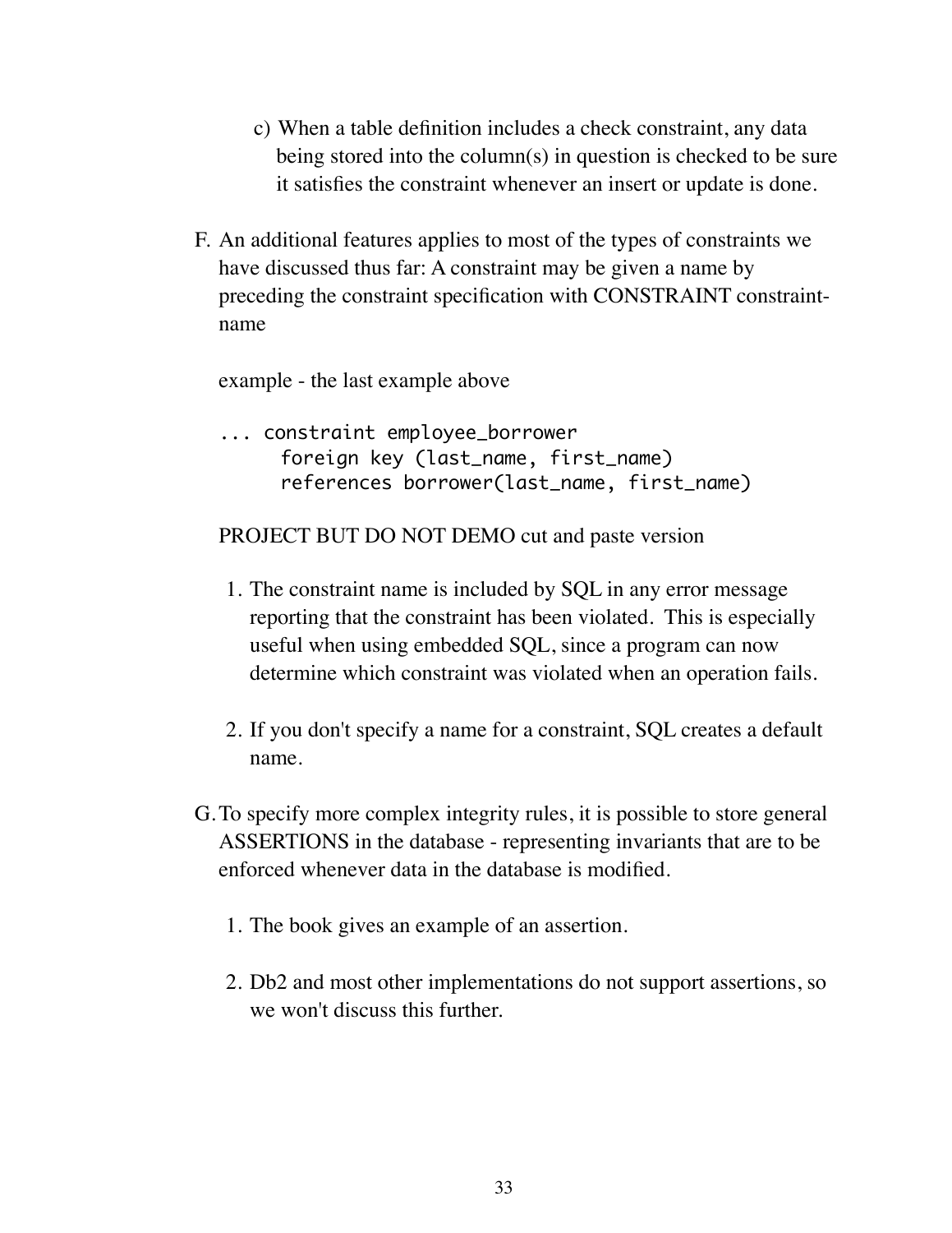c) When a table definition includes a check constraint, any data being stored into the column(s) in question is checked to be sure it satisfies the constraint whenever an insert or update is done.

F. An additional features applies to most of the types of constraints we have discussed thus far: A constraint may be given a name by preceding the constraint specification with CONSTRAINT constraint-name

example - the last example above

```
... constraint employee_borrower
      foreign key (last_name, first_name)
      references borrower(last_name, first_name)
```

PROJECT BUT DO NOT DEMO cut and paste version

1. The constraint name is included by SQL in any error message reporting that the constraint has been violated. This is especially useful when using embedded SQL, since a program can now determine which constraint was violated when an operation fails.

2. If you don't specify a name for a constraint, SQL creates a default name.

G. To specify more complex integrity rules, it is possible to store general ASSERTIONS in the database - representing invariants that are to be enforced whenever data in the database is modified.

1. The book gives an example of an assertion.

2. Db2 and most other implementations do not support assertions, so we won't discuss this further.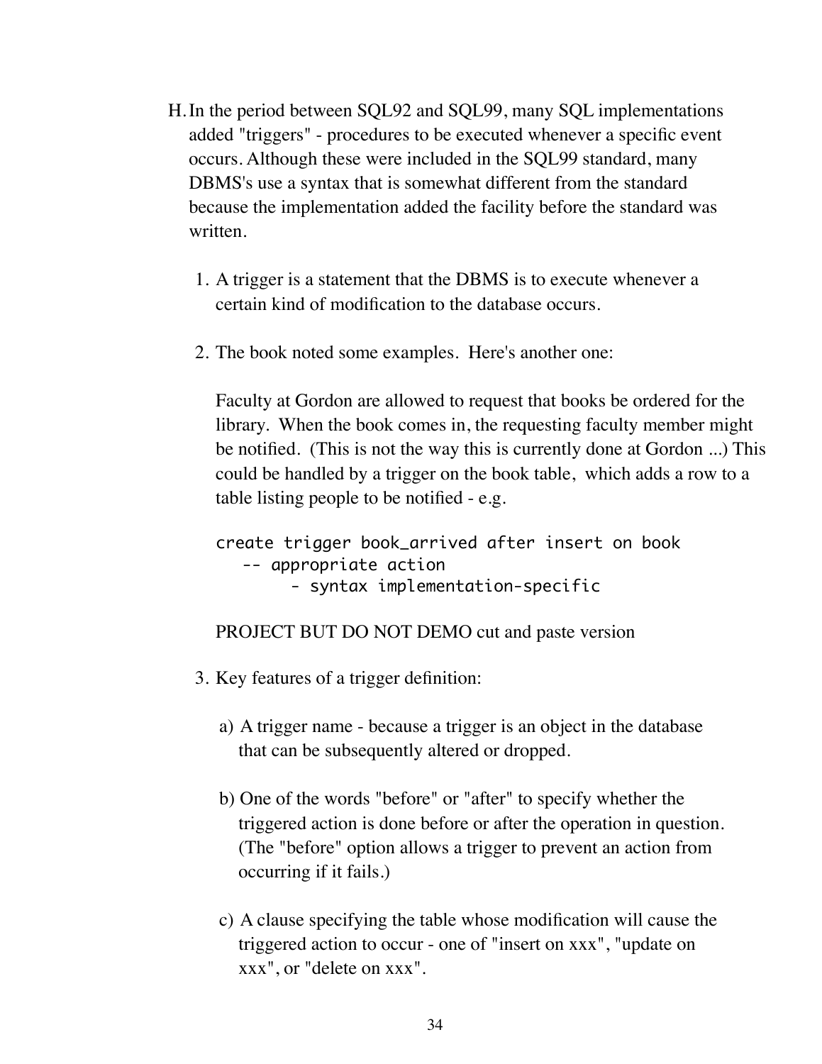H. In the period between SQL92 and SQL99, many SQL implementations added "triggers" - procedures to be executed whenever a specific event occurs. Although these were included in the SQL99 standard, many DBMS's use a syntax that is somewhat different from the standard because the implementation added the facility before the standard was written.

1. A trigger is a statement that the DBMS is to execute whenever a certain kind of modification to the database occurs.

2. The book noted some examples. Here's another one:

   Faculty at Gordon are allowed to request that books be ordered for the library. When the book comes in, the requesting faculty member might be notified. (This is not the way this is currently done at Gordon ...) This could be handled by a trigger on the book table, which adds a row to a table listing people to be notified - e.g.

   ```
   create trigger book_arrived after insert on book
      -- appropriate action
           - syntax implementation-specific
   ```

   PROJECT BUT DO NOT DEMO cut and paste version

3. Key features of a trigger definition:

   a) A trigger name - because a trigger is an object in the database that can be subsequently altered or dropped.

   b) One of the words "before" or "after" to specify whether the triggered action is done before or after the operation in question. (The "before" option allows a trigger to prevent an action from occurring if it fails.)

   c) A clause specifying the table whose modification will cause the triggered action to occur - one of "insert on xxx", "update on xxx", or "delete on xxx".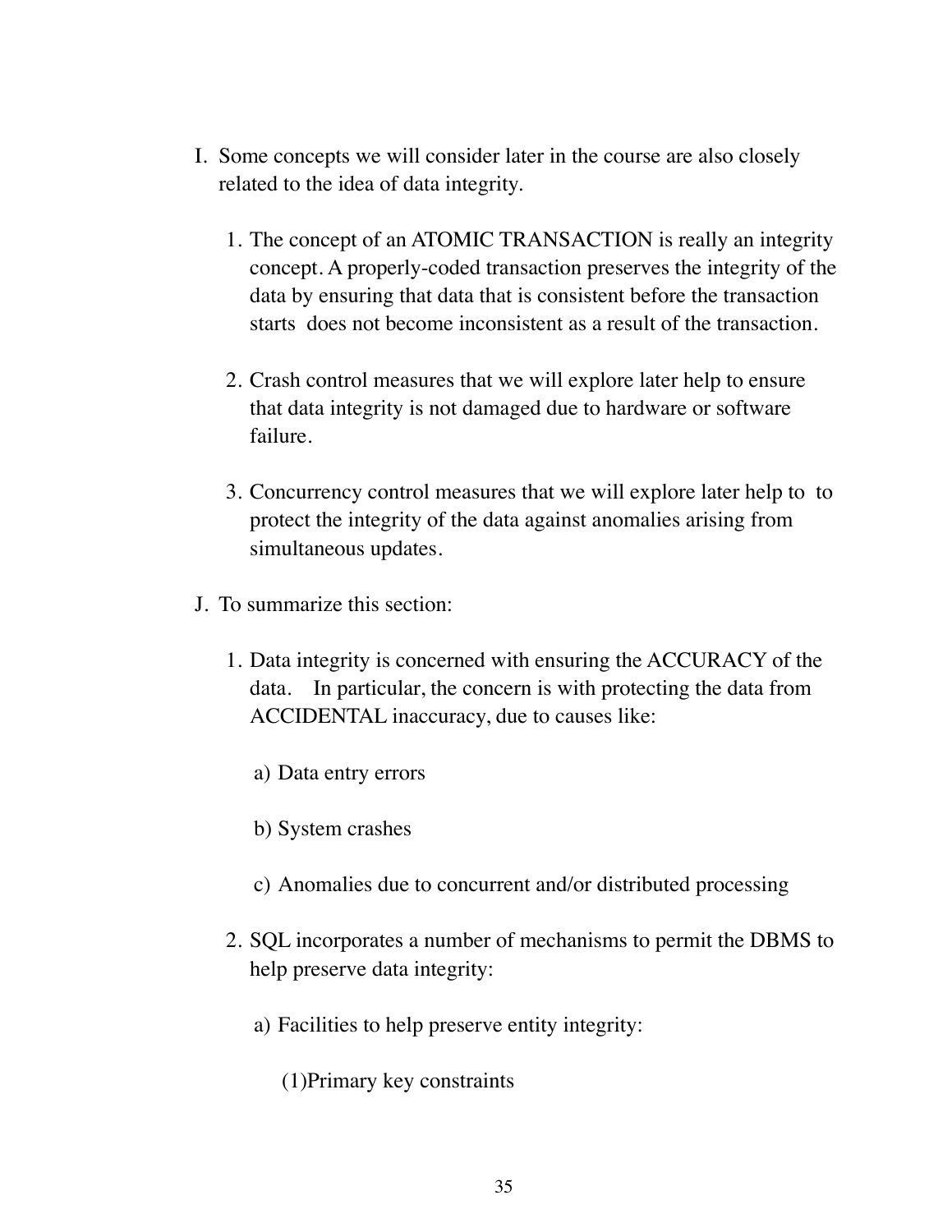I. Some concepts we will consider later in the course are also closely related to the idea of data integrity.

   1. The concept of an ATOMIC TRANSACTION is really an integrity concept. A properly-coded transaction preserves the integrity of the data by ensuring that data that is consistent before the transaction starts does not become inconsistent as a result of the transaction.

   2. Crash control measures that we will explore later help to ensure that data integrity is not damaged due to hardware or software failure.

   3. Concurrency control measures that we will explore later help to to protect the integrity of the data against anomalies arising from simultaneous updates.

J. To summarize this section:

   1. Data integrity is concerned with ensuring the ACCURACY of the data. In particular, the concern is with protecting the data from ACCIDENTAL inaccuracy, due to causes like:

      a) Data entry errors

      b) System crashes

      c) Anomalies due to concurrent and/or distributed processing

   2. SQL incorporates a number of mechanisms to permit the DBMS to help preserve data integrity:

      a) Facilities to help preserve entity integrity:

         (1) Primary key constraints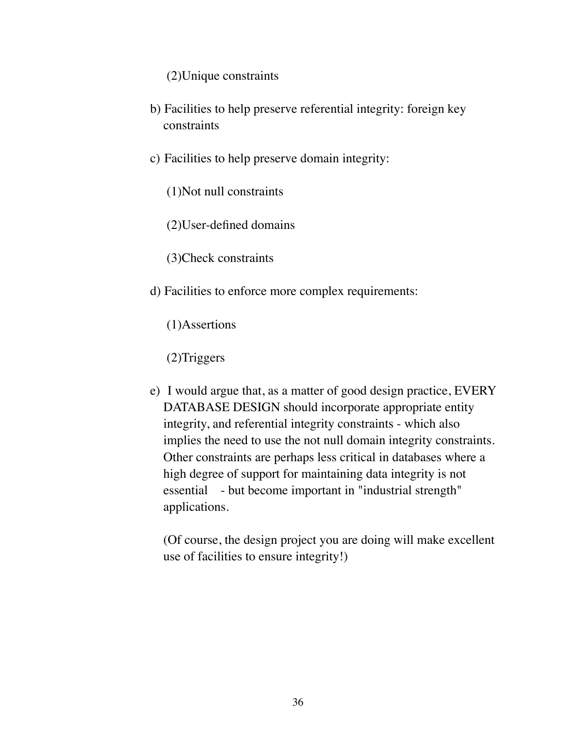(2)Unique constraints

b) Facilities to help preserve referential integrity: foreign key constraints

c) Facilities to help preserve domain integrity:

(1)Not null constraints

(2)User-defined domains

(3)Check constraints

d) Facilities to enforce more complex requirements:

(1)Assertions

(2)Triggers

e) I would argue that, as a matter of good design practice, EVERY DATABASE DESIGN should incorporate appropriate entity integrity, and referential integrity constraints - which also implies the need to use the not null domain integrity constraints. Other constraints are perhaps less critical in databases where a high degree of support for maintaining data integrity is not essential - but become important in "industrial strength" applications.

(Of course, the design project you are doing will make excellent use of facilities to ensure integrity!)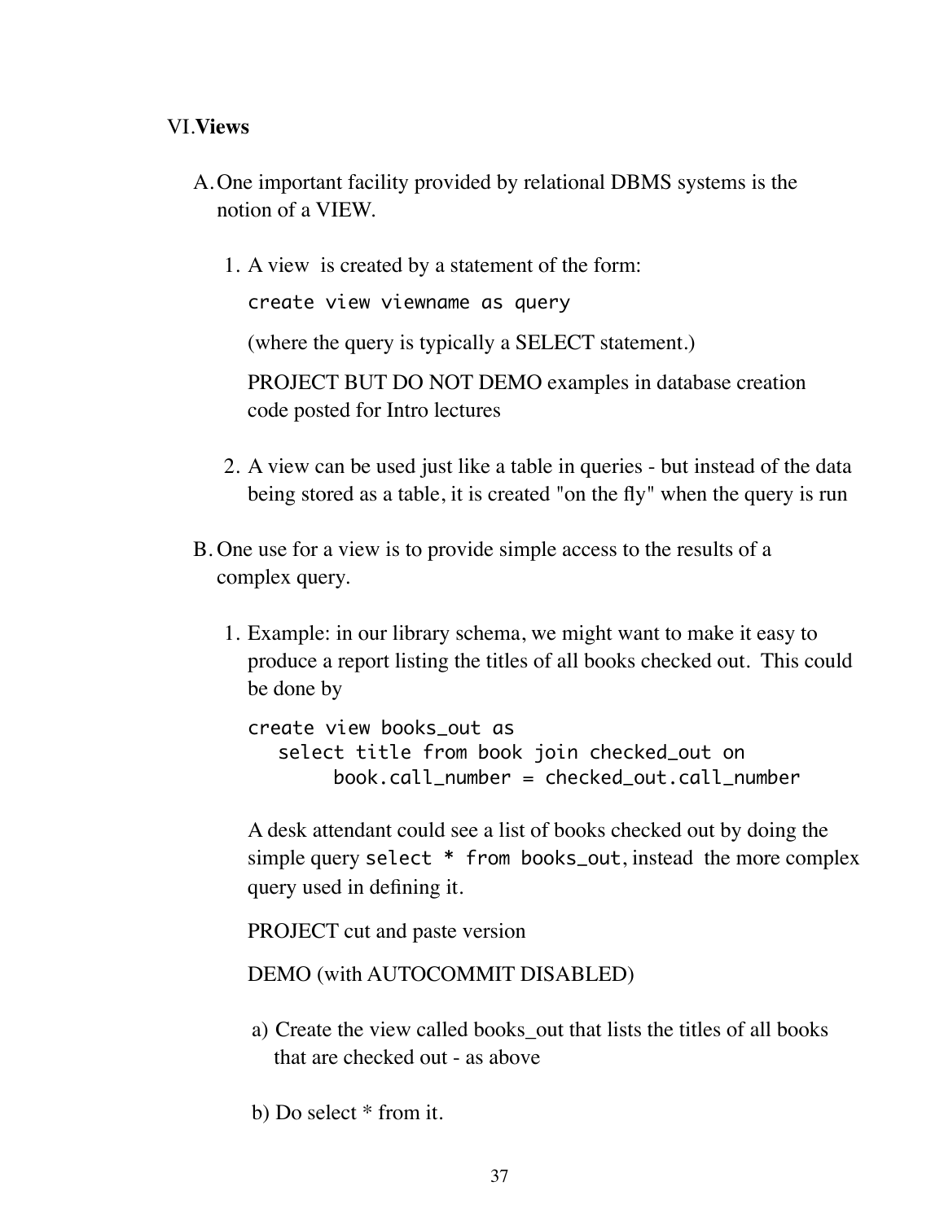VI. **Views**

A. One important facility provided by relational DBMS systems is the notion of a VIEW.

   1. A view is created by a statement of the form:

      `create view viewname as query`

      (where the query is typically a SELECT statement.)

      PROJECT BUT DO NOT DEMO examples in database creation code posted for Intro lectures

   2. A view can be used just like a table in queries - but instead of the data being stored as a table, it is created "on the fly" when the query is run

B. One use for a view is to provide simple access to the results of a complex query.

   1. Example: in our library schema, we might want to make it easy to produce a report listing the titles of all books checked out. This could be done by

      ```
      create view books_out as
         select title from book join checked_out on
              book.call_number = checked_out.call_number
      ```

      A desk attendant could see a list of books checked out by doing the simple query `select * from books_out`, instead the more complex query used in defining it.

      PROJECT cut and paste version

      DEMO (with AUTOCOMMIT DISABLED)

      a) Create the view called books_out that lists the titles of all books that are checked out - as above

      b) Do select * from it.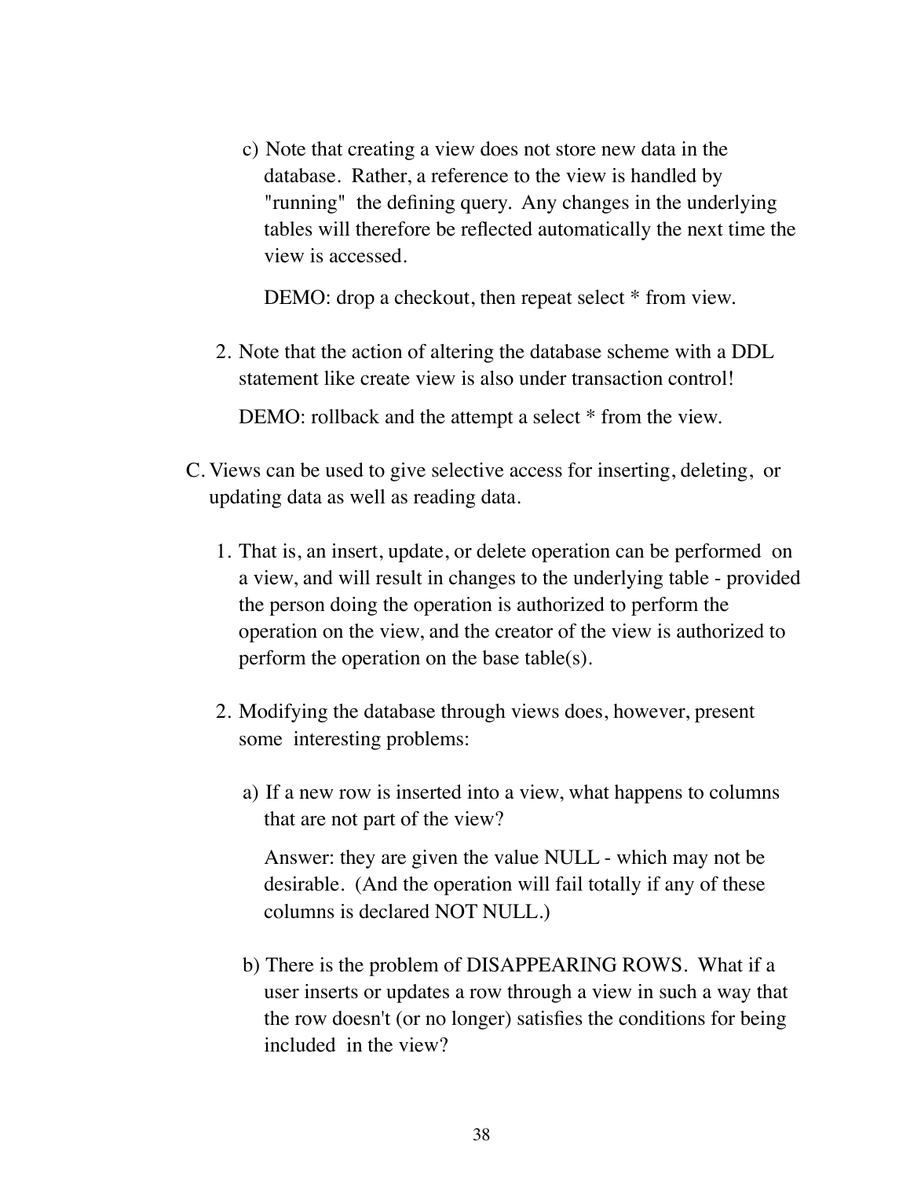c) Note that creating a view does not store new data in the database. Rather, a reference to the view is handled by "running" the defining query. Any changes in the underlying tables will therefore be reflected automatically the next time the view is accessed.

   DEMO: drop a checkout, then repeat select * from view.

2. Note that the action of altering the database scheme with a DDL statement like create view is also under transaction control!

   DEMO: rollback and the attempt a select * from the view.

C. Views can be used to give selective access for inserting, deleting, or updating data as well as reading data.

1. That is, an insert, update, or delete operation can be performed on a view, and will result in changes to the underlying table - provided the person doing the operation is authorized to perform the operation on the view, and the creator of the view is authorized to perform the operation on the base table(s).

2. Modifying the database through views does, however, present some interesting problems:

   a) If a new row is inserted into a view, what happens to columns that are not part of the view?

      Answer: they are given the value NULL - which may not be desirable. (And the operation will fail totally if any of these columns is declared NOT NULL.)

   b) There is the problem of DISAPPEARING ROWS. What if a user inserts or updates a row through a view in such a way that the row doesn't (or no longer) satisfies the conditions for being included in the view?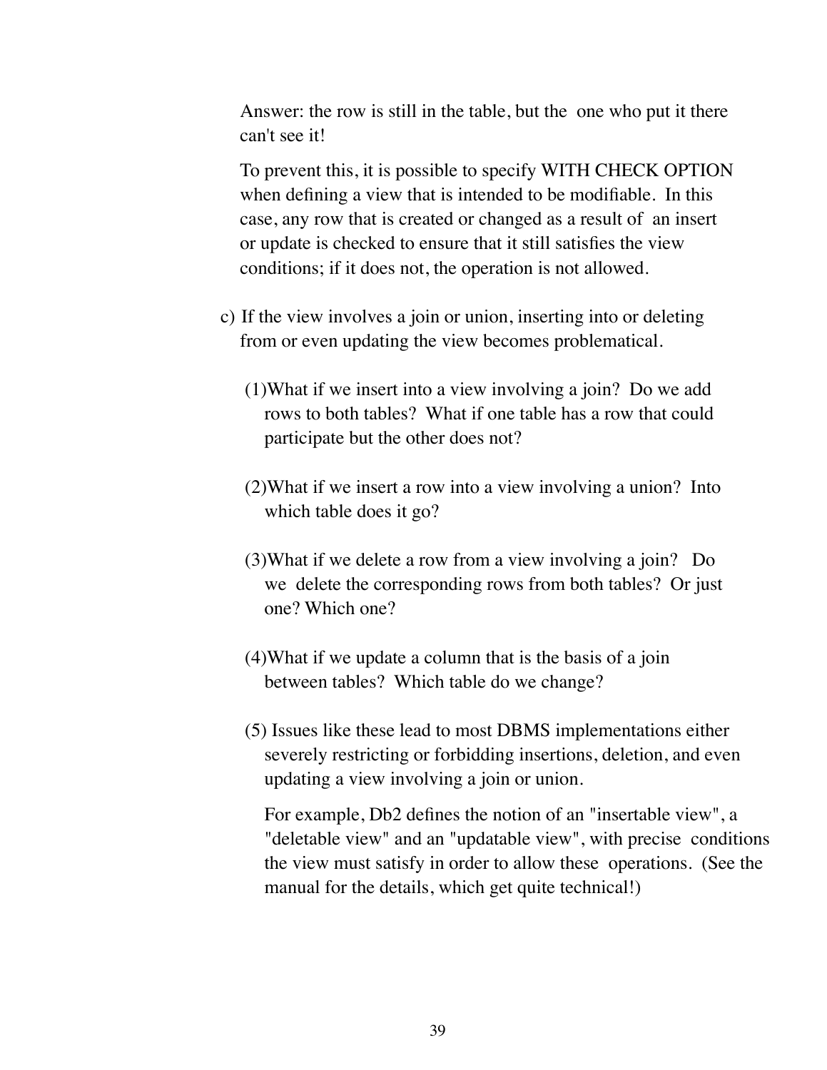Answer: the row is still in the table, but the one who put it there can't see it!

To prevent this, it is possible to specify WITH CHECK OPTION when defining a view that is intended to be modifiable. In this case, any row that is created or changed as a result of an insert or update is checked to ensure that it still satisfies the view conditions; if it does not, the operation is not allowed.

c) If the view involves a join or union, inserting into or deleting from or even updating the view becomes problematical.

   (1) What if we insert into a view involving a join? Do we add rows to both tables? What if one table has a row that could participate but the other does not?

   (2) What if we insert a row into a view involving a union? Into which table does it go?

   (3) What if we delete a row from a view involving a join? Do we delete the corresponding rows from both tables? Or just one? Which one?

   (4) What if we update a column that is the basis of a join between tables? Which table do we change?

   (5) Issues like these lead to most DBMS implementations either severely restricting or forbidding insertions, deletion, and even updating a view involving a join or union.

   For example, Db2 defines the notion of an "insertable view", a "deletable view" and an "updatable view", with precise conditions the view must satisfy in order to allow these operations. (See the manual for the details, which get quite technical!)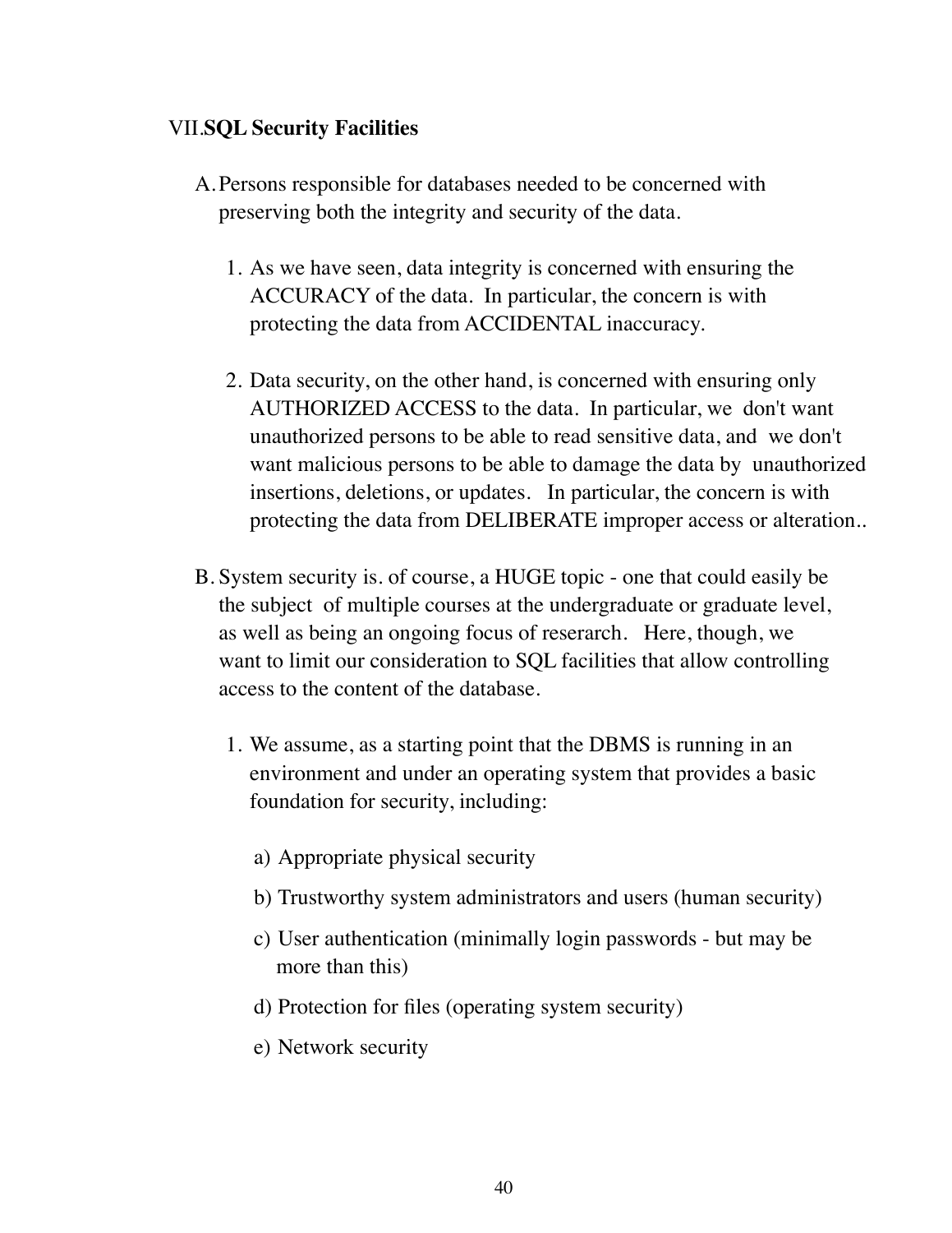## VII. **SQL Security Facilities**

A. Persons responsible for databases needed to be concerned with preserving both the integrity and security of the data.

1. As we have seen, data integrity is concerned with ensuring the ACCURACY of the data. In particular, the concern is with protecting the data from ACCIDENTAL inaccuracy.

2. Data security, on the other hand, is concerned with ensuring only AUTHORIZED ACCESS to the data. In particular, we don't want unauthorized persons to be able to read sensitive data, and we don't want malicious persons to be able to damage the data by unauthorized insertions, deletions, or updates. In particular, the concern is with protecting the data from DELIBERATE improper access or alteration..

B. System security is. of course, a HUGE topic - one that could easily be the subject of multiple courses at the undergraduate or graduate level, as well as being an ongoing focus of reserarch. Here, though, we want to limit our consideration to SQL facilities that allow controlling access to the content of the database.

1. We assume, as a starting point that the DBMS is running in an environment and under an operating system that provides a basic foundation for security, including:

   a) Appropriate physical security

   b) Trustworthy system administrators and users (human security)

   c) User authentication (minimally login passwords - but may be more than this)

   d) Protection for files (operating system security)

   e) Network security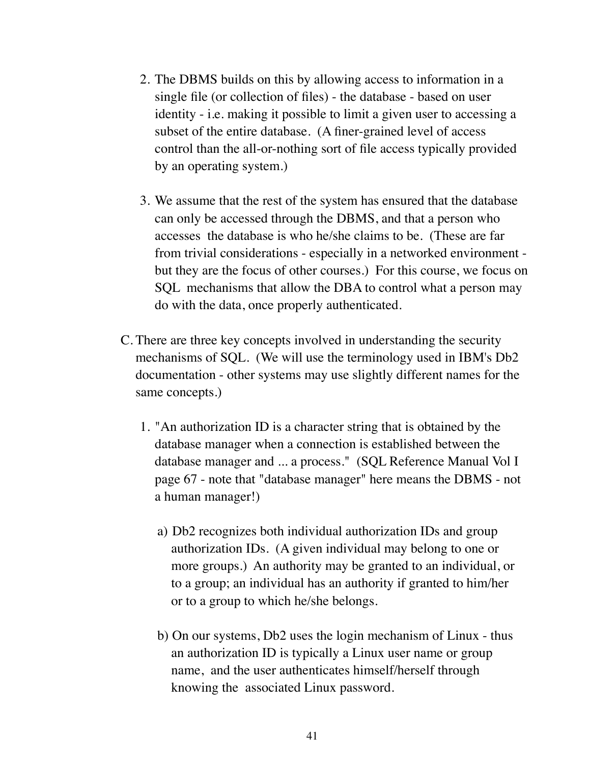2. The DBMS builds on this by allowing access to information in a single file (or collection of files) - the database - based on user identity - i.e. making it possible to limit a given user to accessing a subset of the entire database. (A finer-grained level of access control than the all-or-nothing sort of file access typically provided by an operating system.)

3. We assume that the rest of the system has ensured that the database can only be accessed through the DBMS, and that a person who accesses the database is who he/she claims to be. (These are far from trivial considerations - especially in a networked environment - but they are the focus of other courses.) For this course, we focus on SQL mechanisms that allow the DBA to control what a person may do with the data, once properly authenticated.

C. There are three key concepts involved in understanding the security mechanisms of SQL. (We will use the terminology used in IBM's Db2 documentation - other systems may use slightly different names for the same concepts.)

1. "An authorization ID is a character string that is obtained by the database manager when a connection is established between the database manager and ... a process." (SQL Reference Manual Vol I page 67 - note that "database manager" here means the DBMS - not a human manager!)

   a) Db2 recognizes both individual authorization IDs and group authorization IDs. (A given individual may belong to one or more groups.) An authority may be granted to an individual, or to a group; an individual has an authority if granted to him/her or to a group to which he/she belongs.

   b) On our systems, Db2 uses the login mechanism of Linux - thus an authorization ID is typically a Linux user name or group name, and the user authenticates himself/herself through knowing the associated Linux password.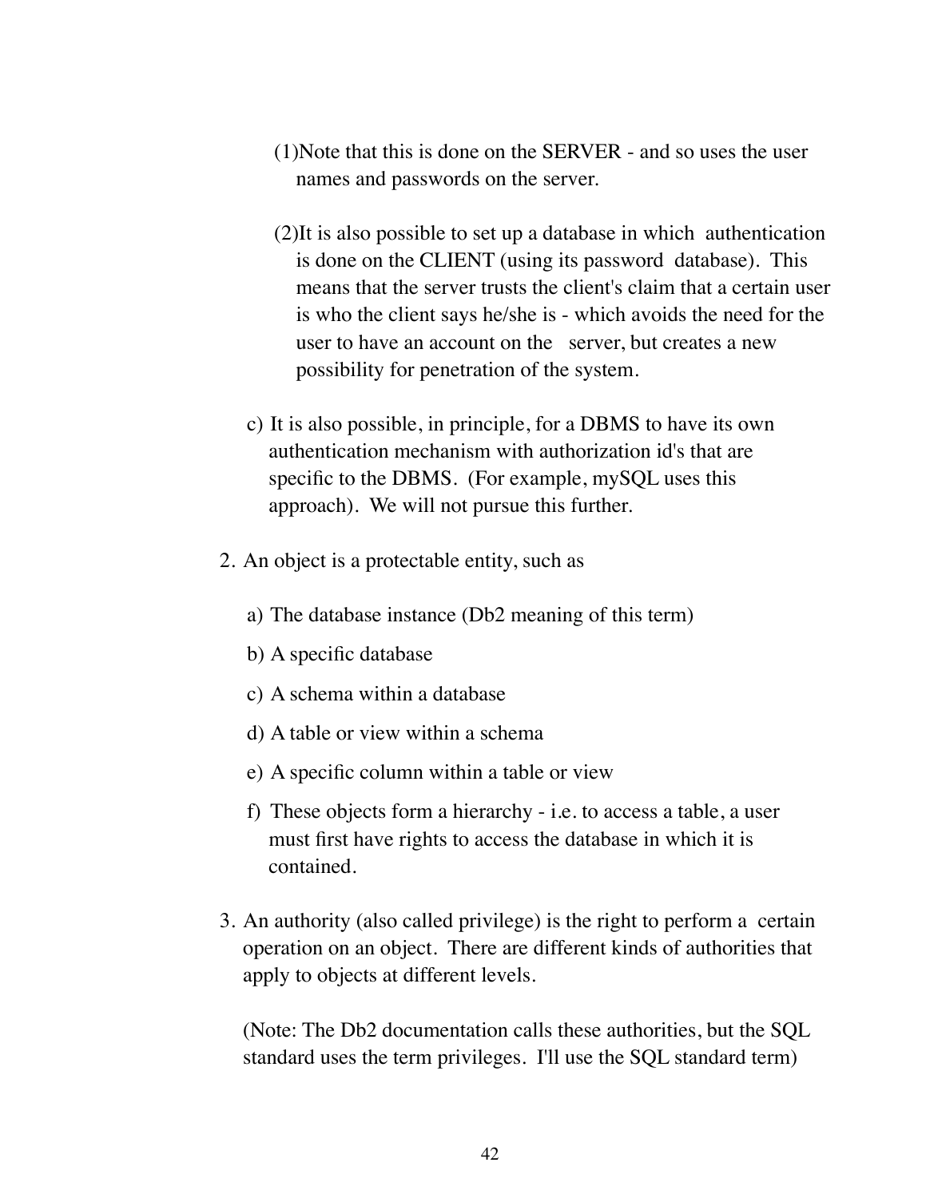(1) Note that this is done on the SERVER - and so uses the user names and passwords on the server.

(2) It is also possible to set up a database in which authentication is done on the CLIENT (using its password database). This means that the server trusts the client's claim that a certain user is who the client says he/she is - which avoids the need for the user to have an account on the server, but creates a new possibility for penetration of the system.

c) It is also possible, in principle, for a DBMS to have its own authentication mechanism with authorization id's that are specific to the DBMS. (For example, mySQL uses this approach). We will not pursue this further.

2. An object is a protectable entity, such as

   a) The database instance (Db2 meaning of this term)

   b) A specific database

   c) A schema within a database

   d) A table or view within a schema

   e) A specific column within a table or view

   f) These objects form a hierarchy - i.e. to access a table, a user must first have rights to access the database in which it is contained.

3. An authority (also called privilege) is the right to perform a certain operation on an object. There are different kinds of authorities that apply to objects at different levels.

   (Note: The Db2 documentation calls these authorities, but the SQL standard uses the term privileges. I'll use the SQL standard term)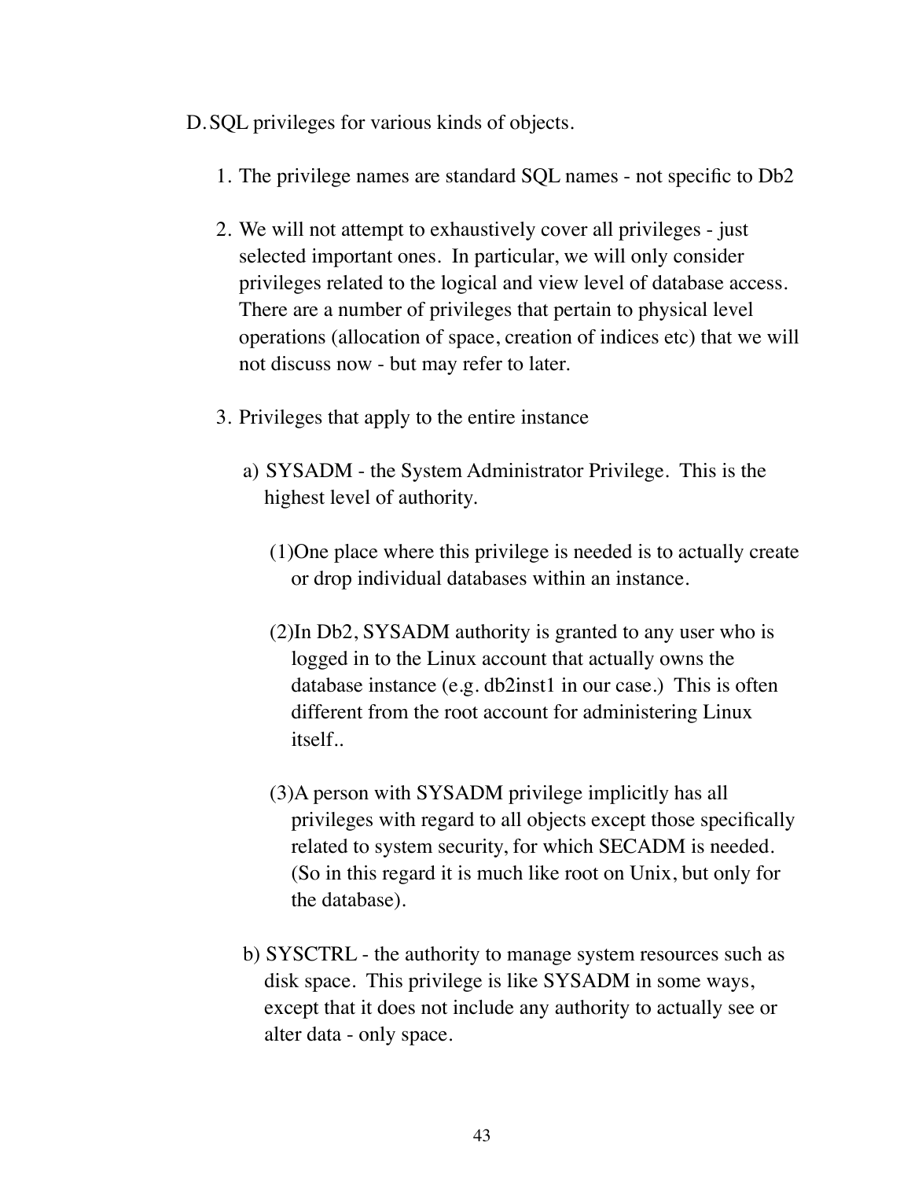D. SQL privileges for various kinds of objects.

1. The privilege names are standard SQL names - not specific to Db2

2. We will not attempt to exhaustively cover all privileges - just selected important ones. In particular, we will only consider privileges related to the logical and view level of database access. There are a number of privileges that pertain to physical level operations (allocation of space, creation of indices etc) that we will not discuss now - but may refer to later.

3. Privileges that apply to the entire instance

   a) SYSADM - the System Administrator Privilege. This is the highest level of authority.

      (1) One place where this privilege is needed is to actually create or drop individual databases within an instance.

      (2) In Db2, SYSADM authority is granted to any user who is logged in to the Linux account that actually owns the database instance (e.g. db2inst1 in our case.) This is often different from the root account for administering Linux itself..

      (3) A person with SYSADM privilege implicitly has all privileges with regard to all objects except those specifically related to system security, for which SECADM is needed. (So in this regard it is much like root on Unix, but only for the database).

   b) SYSCTRL - the authority to manage system resources such as disk space. This privilege is like SYSADM in some ways, except that it does not include any authority to actually see or alter data - only space.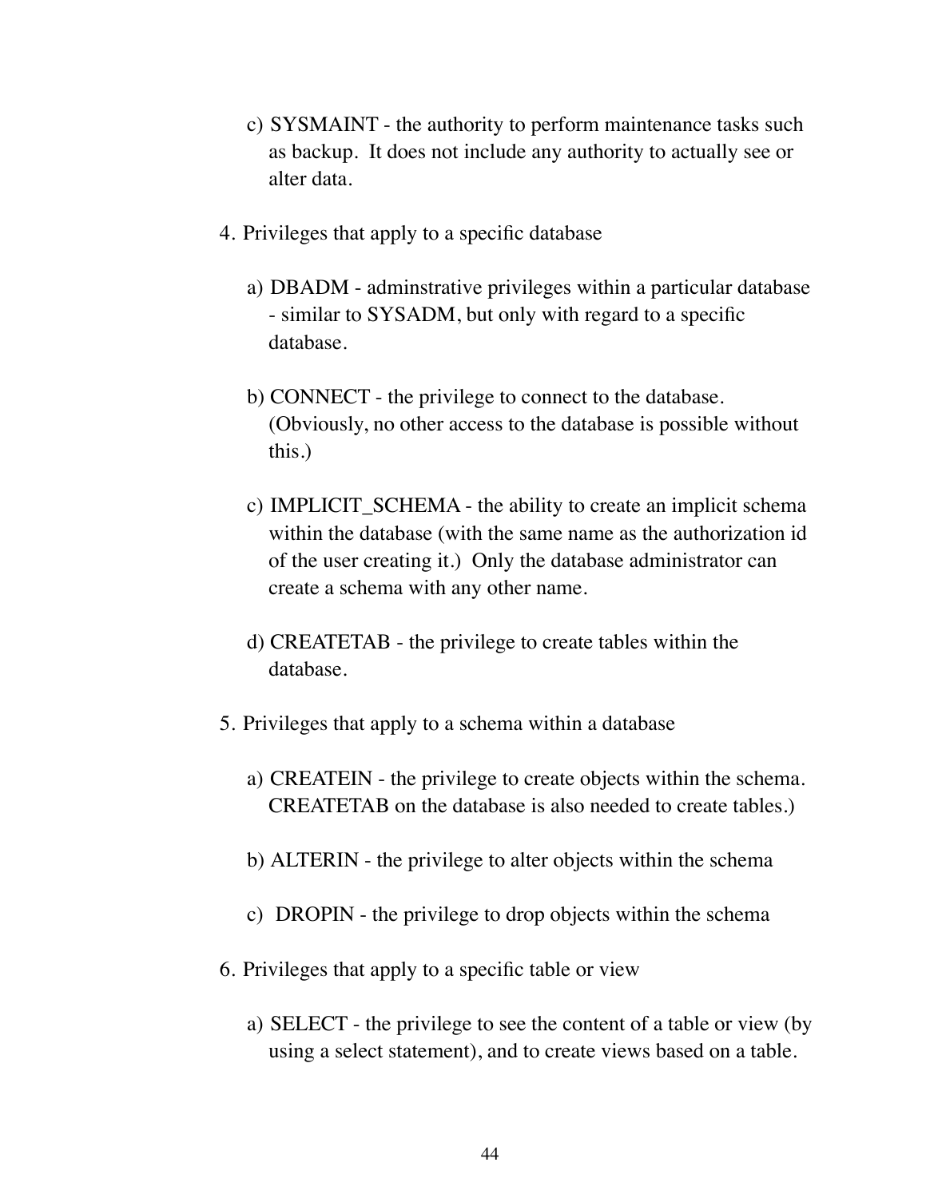c) SYSMAINT - the authority to perform maintenance tasks such as backup. It does not include any authority to actually see or alter data.

4. Privileges that apply to a specific database

   a) DBADM - adminstrative privileges within a particular database - similar to SYSADM, but only with regard to a specific database.

   b) CONNECT - the privilege to connect to the database. (Obviously, no other access to the database is possible without this.)

   c) IMPLICIT_SCHEMA - the ability to create an implicit schema within the database (with the same name as the authorization id of the user creating it.) Only the database administrator can create a schema with any other name.

   d) CREATETAB - the privilege to create tables within the database.

5. Privileges that apply to a schema within a database

   a) CREATEIN - the privilege to create objects within the schema. CREATETAB on the database is also needed to create tables.)

   b) ALTERIN - the privilege to alter objects within the schema

   c) DROPIN - the privilege to drop objects within the schema

6. Privileges that apply to a specific table or view

   a) SELECT - the privilege to see the content of a table or view (by using a select statement), and to create views based on a table.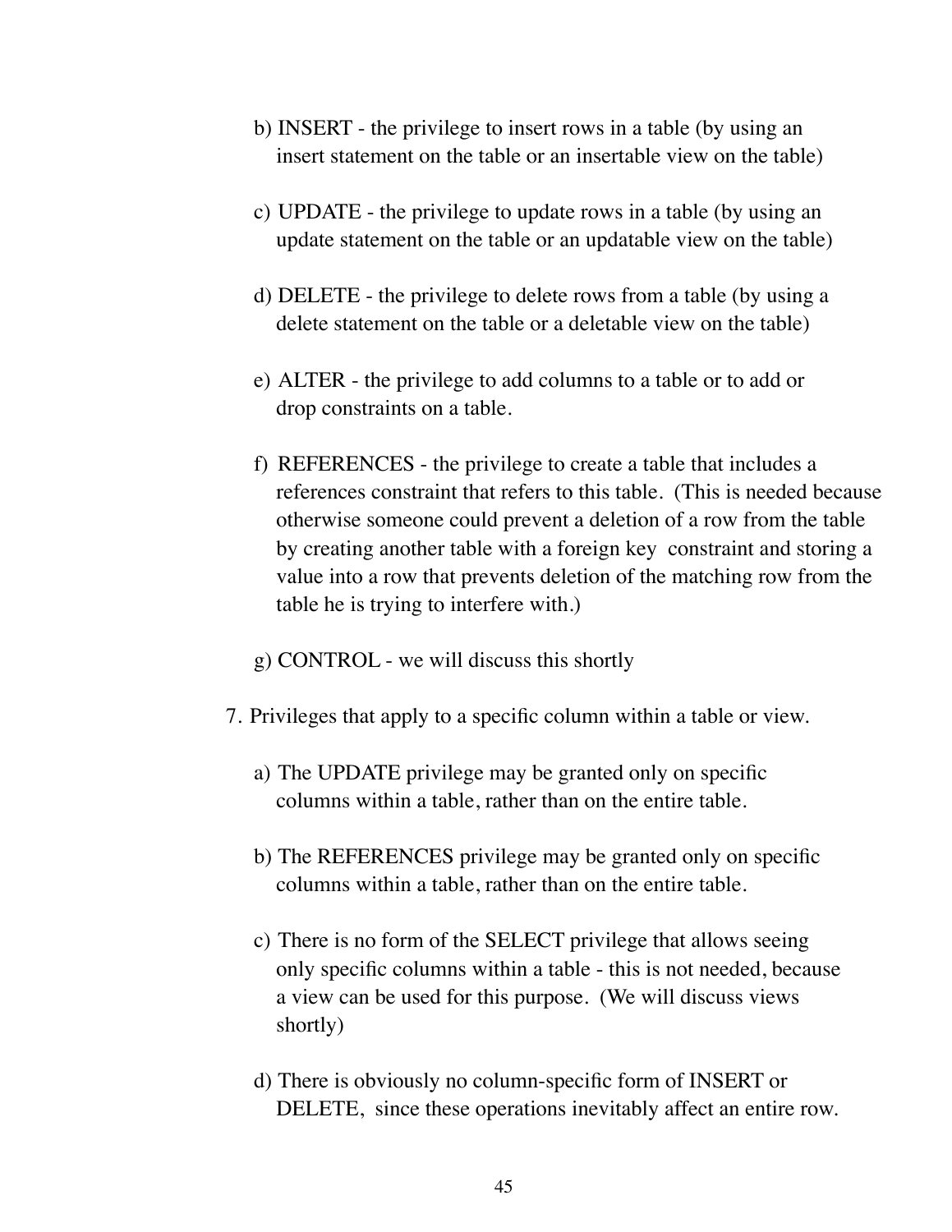b) INSERT - the privilege to insert rows in a table (by using an insert statement on the table or an insertable view on the table)

c) UPDATE - the privilege to update rows in a table (by using an update statement on the table or an updatable view on the table)

d) DELETE - the privilege to delete rows from a table (by using a delete statement on the table or a deletable view on the table)

e) ALTER - the privilege to add columns to a table or to add or drop constraints on a table.

f) REFERENCES - the privilege to create a table that includes a references constraint that refers to this table. (This is needed because otherwise someone could prevent a deletion of a row from the table by creating another table with a foreign key constraint and storing a value into a row that prevents deletion of the matching row from the table he is trying to interfere with.)

g) CONTROL - we will discuss this shortly

7. Privileges that apply to a specific column within a table or view.

a) The UPDATE privilege may be granted only on specific columns within a table, rather than on the entire table.

b) The REFERENCES privilege may be granted only on specific columns within a table, rather than on the entire table.

c) There is no form of the SELECT privilege that allows seeing only specific columns within a table - this is not needed, because a view can be used for this purpose. (We will discuss views shortly)

d) There is obviously no column-specific form of INSERT or DELETE, since these operations inevitably affect an entire row.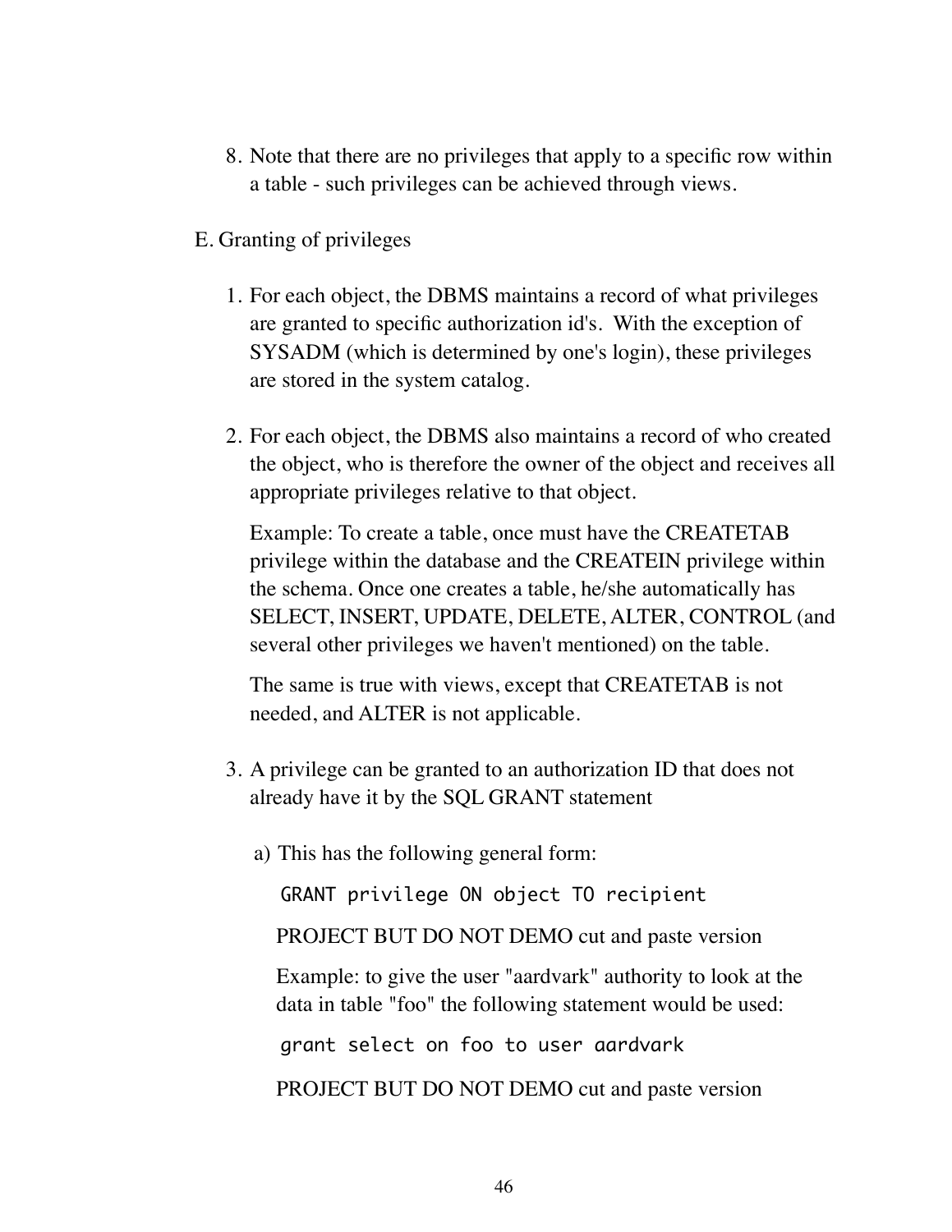8. Note that there are no privileges that apply to a specific row within a table - such privileges can be achieved through views.

E. Granting of privileges

1. For each object, the DBMS maintains a record of what privileges are granted to specific authorization id's. With the exception of SYSADM (which is determined by one's login), these privileges are stored in the system catalog.

2. For each object, the DBMS also maintains a record of who created the object, who is therefore the owner of the object and receives all appropriate privileges relative to that object.

   Example: To create a table, once must have the CREATETAB privilege within the database and the CREATEIN privilege within the schema. Once one creates a table, he/she automatically has SELECT, INSERT, UPDATE, DELETE, ALTER, CONTROL (and several other privileges we haven't mentioned) on the table.

   The same is true with views, except that CREATETAB is not needed, and ALTER is not applicable.

3. A privilege can be granted to an authorization ID that does not already have it by the SQL GRANT statement

   a) This has the following general form:

      ```
      GRANT privilege ON object TO recipient
      ```

      PROJECT BUT DO NOT DEMO cut and paste version

      Example: to give the user "aardvark" authority to look at the data in table "foo" the following statement would be used:

      ```
      grant select on foo to user aardvark
      ```

      PROJECT BUT DO NOT DEMO cut and paste version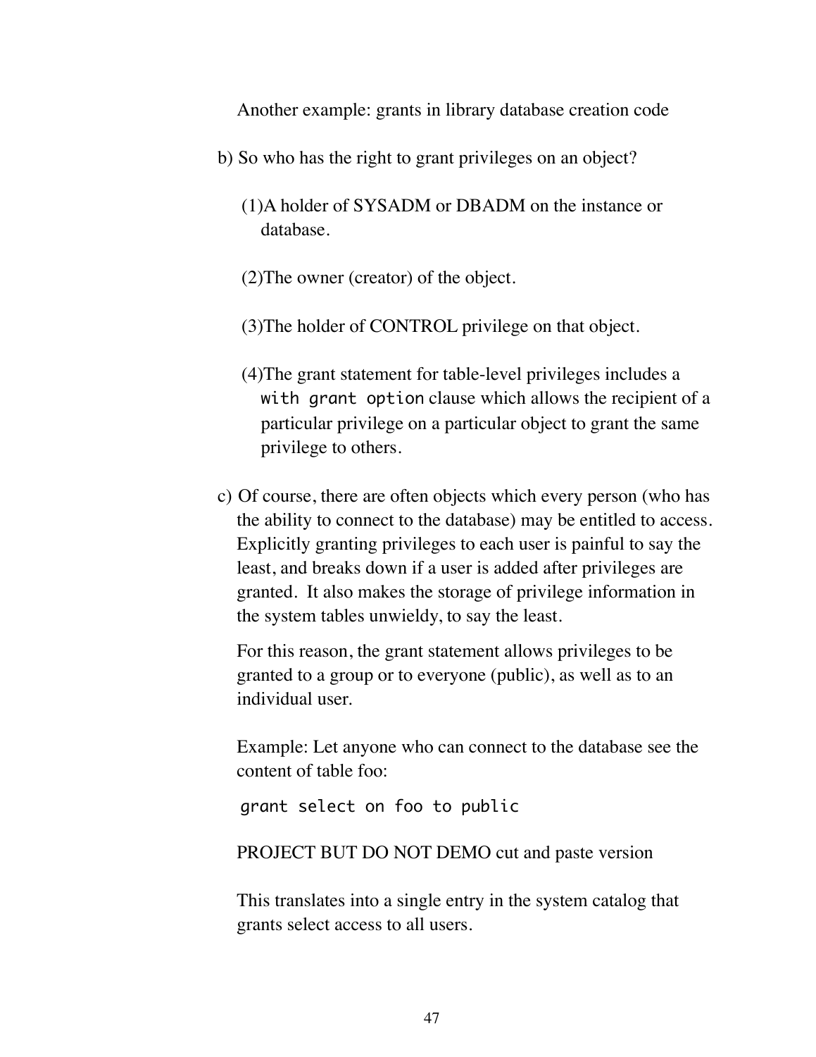Another example: grants in library database creation code

b) So who has the right to grant privileges on an object?

(1) A holder of SYSADM or DBADM on the instance or database.

(2) The owner (creator) of the object.

(3) The holder of CONTROL privilege on that object.

(4) The grant statement for table-level privileges includes a `with grant option` clause which allows the recipient of a particular privilege on a particular object to grant the same privilege to others.

c) Of course, there are often objects which every person (who has the ability to connect to the database) may be entitled to access. Explicitly granting privileges to each user is painful to say the least, and breaks down if a user is added after privileges are granted. It also makes the storage of privilege information in the system tables unwieldy, to say the least.

For this reason, the grant statement allows privileges to be granted to a group or to everyone (public), as well as to an individual user.

Example: Let anyone who can connect to the database see the content of table foo:

```
grant select on foo to public
```

PROJECT BUT DO NOT DEMO cut and paste version

This translates into a single entry in the system catalog that grants select access to all users.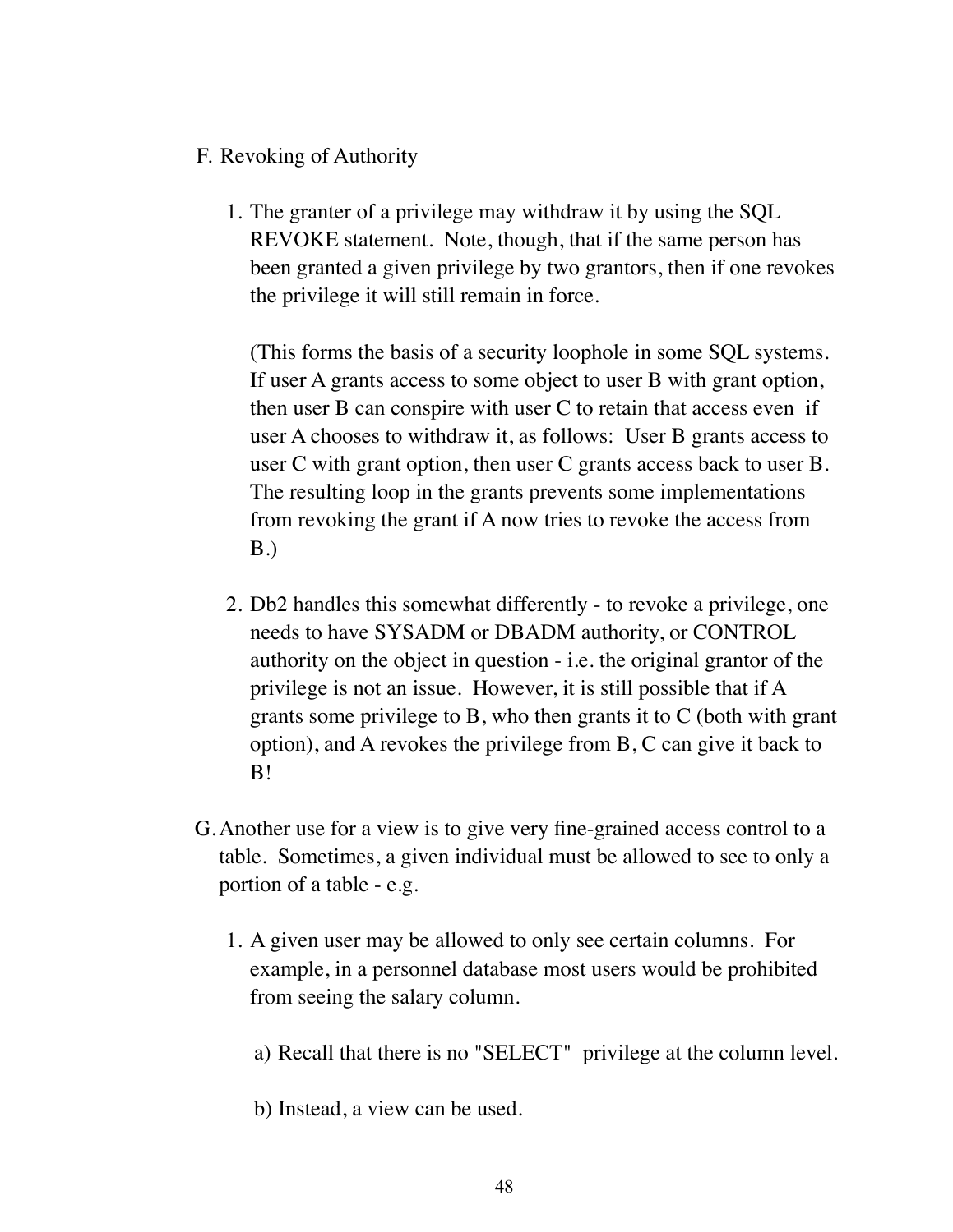F. Revoking of Authority

1. The granter of a privilege may withdraw it by using the SQL REVOKE statement. Note, though, that if the same person has been granted a given privilege by two grantors, then if one revokes the privilege it will still remain in force.

   (This forms the basis of a security loophole in some SQL systems. If user A grants access to some object to user B with grant option, then user B can conspire with user C to retain that access even if user A chooses to withdraw it, as follows: User B grants access to user C with grant option, then user C grants access back to user B. The resulting loop in the grants prevents some implementations from revoking the grant if A now tries to revoke the access from B.)

2. Db2 handles this somewhat differently - to revoke a privilege, one needs to have SYSADM or DBADM authority, or CONTROL authority on the object in question - i.e. the original grantor of the privilege is not an issue. However, it is still possible that if A grants some privilege to B, who then grants it to C (both with grant option), and A revokes the privilege from B, C can give it back to B!

G. Another use for a view is to give very fine-grained access control to a table. Sometimes, a given individual must be allowed to see to only a portion of a table - e.g.

1. A given user may be allowed to only see certain columns. For example, in a personnel database most users would be prohibited from seeing the salary column.

   a) Recall that there is no "SELECT" privilege at the column level.

   b) Instead, a view can be used.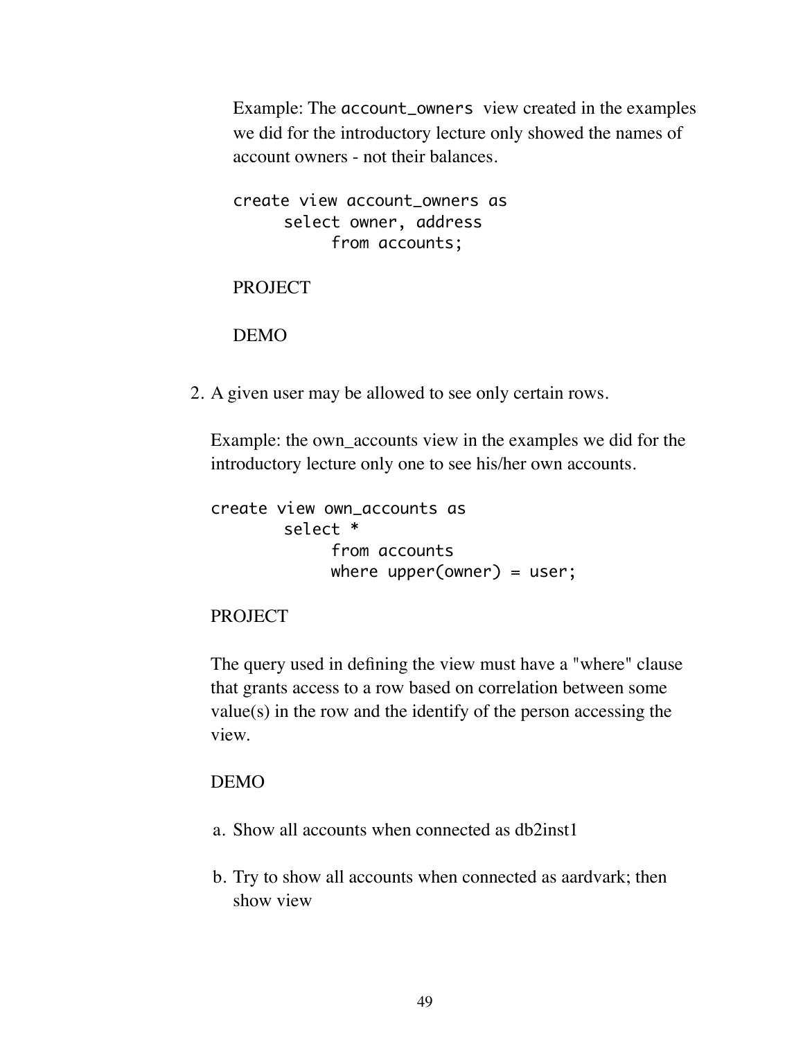Example: The `account_owners` view created in the examples we did for the introductory lecture only showed the names of account owners - not their balances.

```
create view account_owners as
      select owner, address
            from accounts;
```

PROJECT

DEMO

2. A given user may be allowed to see only certain rows.

   Example: the own_accounts view in the examples we did for the introductory lecture only one to see his/her own accounts.

   ```
   create view own_accounts as
         select *
               from accounts
               where upper(owner) = user;
   ```

   PROJECT

   The query used in defining the view must have a "where" clause that grants access to a row based on correlation between some value(s) in the row and the identify of the person accessing the view.

   DEMO

   a. Show all accounts when connected as db2inst1

   b. Try to show all accounts when connected as aardvark; then show view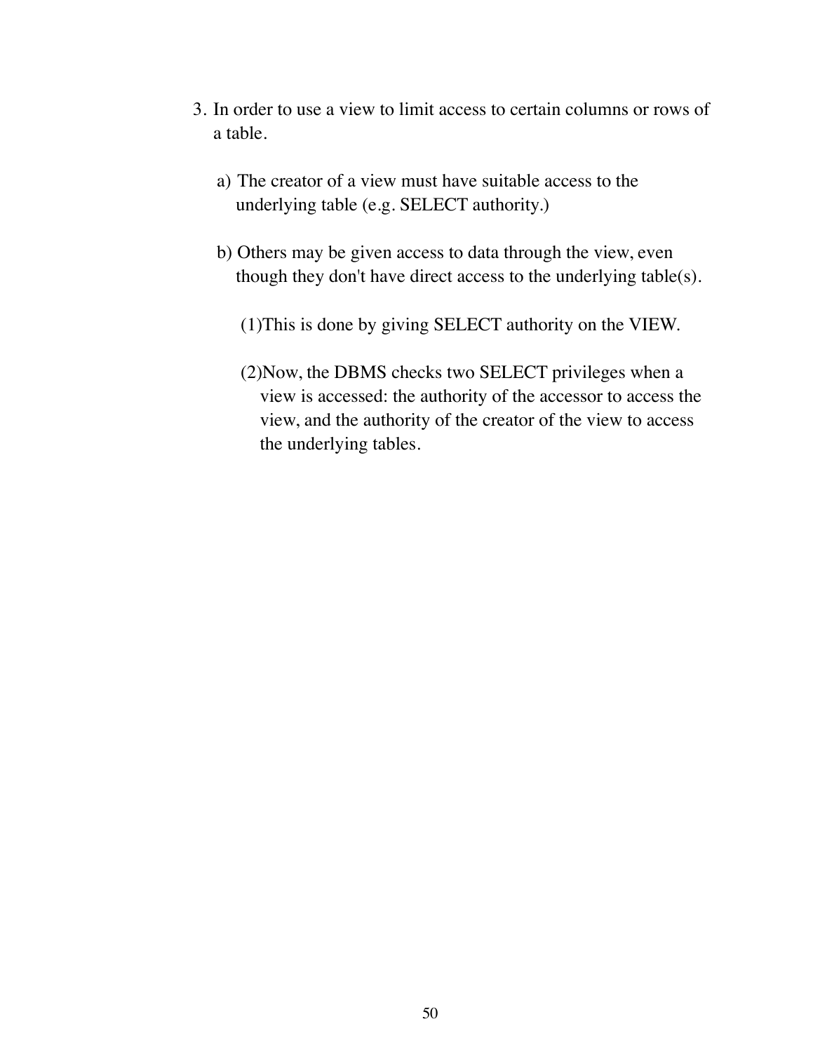3. In order to use a view to limit access to certain columns or rows of a table.

   a) The creator of a view must have suitable access to the underlying table (e.g. SELECT authority.)

   b) Others may be given access to data through the view, even though they don't have direct access to the underlying table(s).

      (1)This is done by giving SELECT authority on the VIEW.

      (2)Now, the DBMS checks two SELECT privileges when a view is accessed: the authority of the accessor to access the view, and the authority of the creator of the view to access the underlying tables.